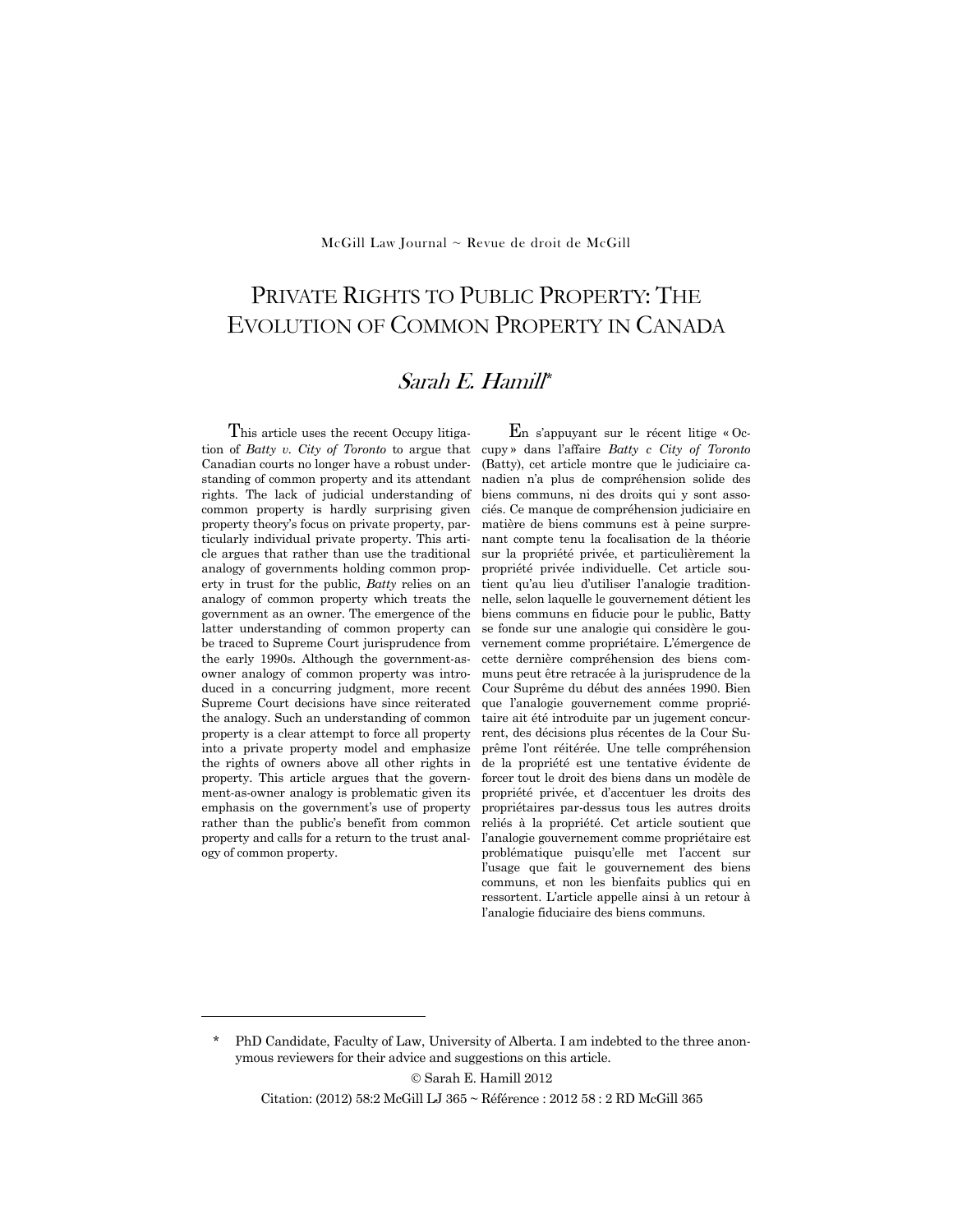# PRIVATE RIGHTS TO PUBLIC PROPERTY: THE EVOLUTION OF COMMON PROPERTY IN CANADA

## *Sarah E. Hamill*[*]

This article uses the recent Occupy litigation of *Batty v. City of Toronto* to argue that Canadian courts no longer have a robust understanding of common property and its attendant rights. The lack of judicial understanding of common property is hardly surprising given property theory's focus on private property, particularly individual private property. This article argues that rather than use the traditional analogy of governments holding common property in trust for the public, *Batty* relies on an analogy of common property which treats the government as an owner. The emergence of the latter understanding of common property can be traced to Supreme Court jurisprudence from the early 1990s. Although the government-as-owner analogy of common property was introduced in a concurring judgment, more recent Supreme Court decisions have since reiterated the analogy. Such an understanding of common property is a clear attempt to force all property into a private property model and emphasize the rights of owners above all other rights in property. This article argues that the government-as-owner analogy is problematic given its emphasis on the government's use of property rather than the public's benefit from common property and calls for a return to the trust analogy of common property.

En s'appuyant sur le récent litige « Occupy » dans l'affaire *Batty c City of Toronto* (Batty), cet article montre que le judiciaire canadien n'a plus de compréhension solide des biens communs, ni des droits qui y sont associés. Ce manque de compréhension judiciaire en matière de biens communs est à peine surprenant compte tenu la focalisation de la théorie sur la propriété privée, et particulièrement la propriété privée individuelle. Cet article soutient qu'au lieu d'utiliser l'analogie traditionnelle, selon laquelle le gouvernement détient les biens communs en fiducie pour le public, Batty se fonde sur une analogie qui considère le gouvernement comme propriétaire. L'émergence de cette dernière compréhension des biens communs peut être retracée à la jurisprudence de la Cour Suprême du début des années 1990. Bien que l'analogie gouvernement comme propriétaire ait été introduite par un jugement concurrent, des décisions plus récentes de la Cour Suprême l'ont réitérée. Une telle compréhension de la propriété est une tentative évidente de forcer tout le droit des biens dans un modèle de propriété privée, et d'accentuer les droits des propriétaires par-dessus tous les autres droits reliés à la propriété. Cet article soutient que l'analogie gouvernement comme propriétaire est problématique puisqu'elle met l'accent sur l'usage que fait le gouvernement des biens communs, et non les bienfaits publics qui en ressortent. L'article appelle ainsi à un retour à l'analogie fiduciaire des biens communs.

---

[*] PhD Candidate, Faculty of Law, University of Alberta. I am indebted to the three anonymous reviewers for their advice and suggestions on this article.

© Sarah E. Hamill 2012

Citation: (2012) 58:2 McGill LJ 365 ~ Référence : 2012 58 : 2 RD McGill 365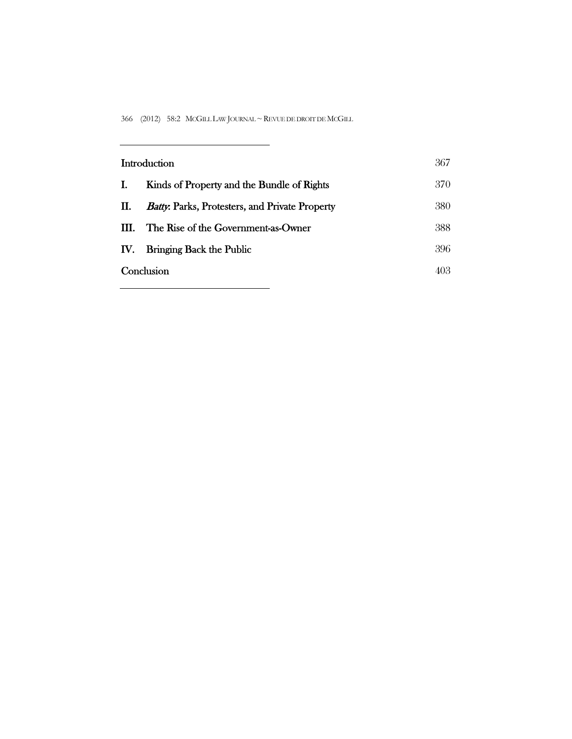| | | |
|---|---|---|
| Introduction | | 367 |
| I. | Kinds of Property and the Bundle of Rights | 370 |
| II. | *Batty*: Parks, Protesters, and Private Property | 380 |
| III. | The Rise of the Government-as-Owner | 388 |
| IV. | Bringing Back the Public | 396 |
| Conclusion | | 403 |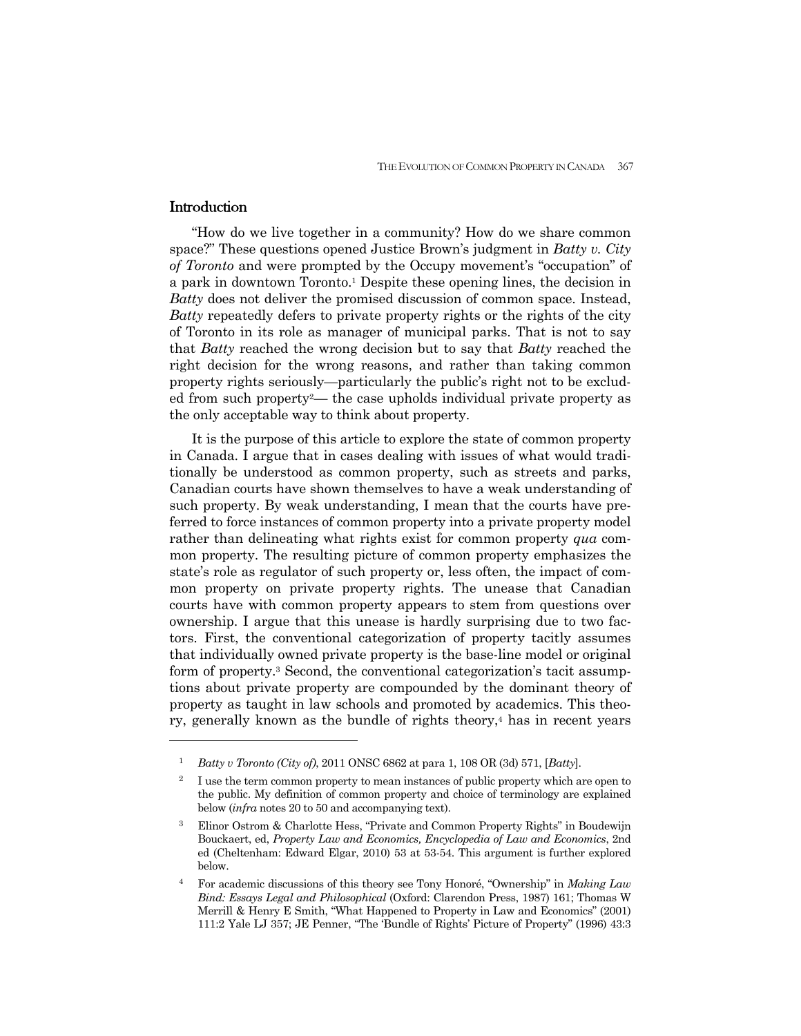## Introduction

"How do we live together in a community? How do we share common space?" These questions opened Justice Brown's judgment in *Batty v. City of Toronto* and were prompted by the Occupy movement's "occupation" of a park in downtown Toronto.[1] Despite these opening lines, the decision in *Batty* does not deliver the promised discussion of common space. Instead, *Batty* repeatedly defers to private property rights or the rights of the city of Toronto in its role as manager of municipal parks. That is not to say that *Batty* reached the wrong decision but to say that *Batty* reached the right decision for the wrong reasons, and rather than taking common property rights seriously—particularly the public's right not to be excluded from such property[2]— the case upholds individual private property as the only acceptable way to think about property.

It is the purpose of this article to explore the state of common property in Canada. I argue that in cases dealing with issues of what would traditionally be understood as common property, such as streets and parks, Canadian courts have shown themselves to have a weak understanding of such property. By weak understanding, I mean that the courts have preferred to force instances of common property into a private property model rather than delineating what rights exist for common property *qua* common property. The resulting picture of common property emphasizes the state's role as regulator of such property or, less often, the impact of common property on private property rights. The unease that Canadian courts have with common property appears to stem from questions over ownership. I argue that this unease is hardly surprising due to two factors. First, the conventional categorization of property tacitly assumes that individually owned private property is the base-line model or original form of property.[3] Second, the conventional categorization's tacit assumptions about private property are compounded by the dominant theory of property as taught in law schools and promoted by academics. This theory, generally known as the bundle of rights theory,[4] has in recent years

---

[1] *Batty v Toronto (City of)*, 2011 ONSC 6862 at para 1, 108 OR (3d) 571, [*Batty*].

[2] I use the term common property to mean instances of public property which are open to the public. My definition of common property and choice of terminology are explained below (*infra* notes 20 to 50 and accompanying text).

[3] Elinor Ostrom & Charlotte Hess, "Private and Common Property Rights" in Boudewijn Bouckaert, ed, *Property Law and Economics, Encyclopedia of Law and Economics*, 2nd ed (Cheltenham: Edward Elgar, 2010) 53 at 53-54. This argument is further explored below.

[4] For academic discussions of this theory see Tony Honoré, "Ownership" in *Making Law Bind: Essays Legal and Philosophical* (Oxford: Clarendon Press, 1987) 161; Thomas W Merrill & Henry E Smith, "What Happened to Property in Law and Economics" (2001) 111:2 Yale LJ 357; JE Penner, "The 'Bundle of Rights' Picture of Property" (1996) 43:3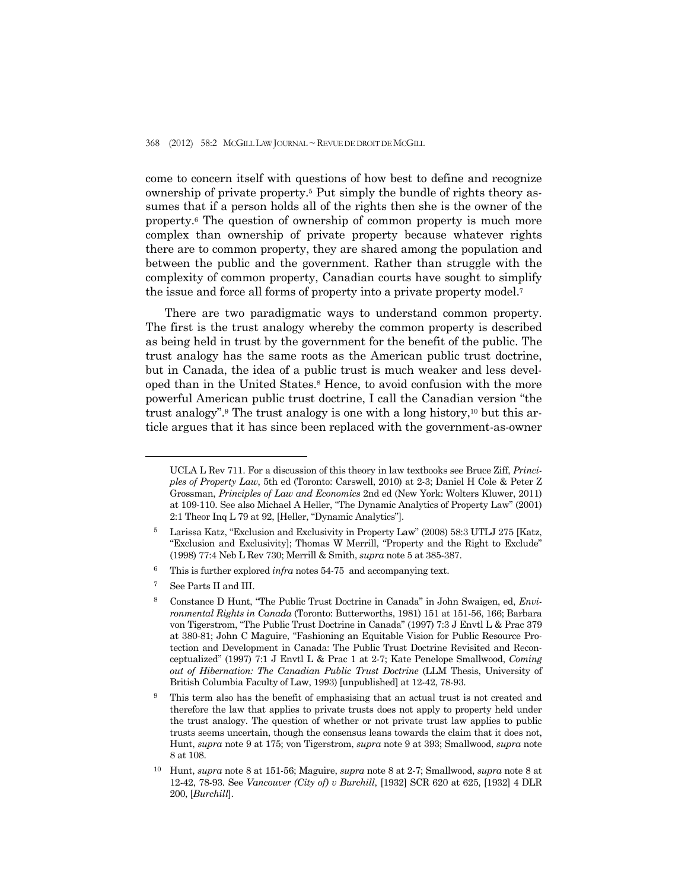come to concern itself with questions of how best to define and recognize ownership of private property.[5] Put simply the bundle of rights theory assumes that if a person holds all of the rights then she is the owner of the property.[6] The question of ownership of common property is much more complex than ownership of private property because whatever rights there are to common property, they are shared among the population and between the public and the government. Rather than struggle with the complexity of common property, Canadian courts have sought to simplify the issue and force all forms of property into a private property model.[7]

There are two paradigmatic ways to understand common property. The first is the trust analogy whereby the common property is described as being held in trust by the government for the benefit of the public. The trust analogy has the same roots as the American public trust doctrine, but in Canada, the idea of a public trust is much weaker and less developed than in the United States.[8] Hence, to avoid confusion with the more powerful American public trust doctrine, I call the Canadian version "the trust analogy".[9] The trust analogy is one with a long history,[10] but this article argues that it has since been replaced with the government-as-owner

---

UCLA L Rev 711. For a discussion of this theory in law textbooks see Bruce Ziff, *Principles of Property Law*, 5th ed (Toronto: Carswell, 2010) at 2-3; Daniel H Cole & Peter Z Grossman, *Principles of Law and Economics* 2nd ed (New York: Wolters Kluwer, 2011) at 109-110. See also Michael A Heller, "The Dynamic Analytics of Property Law" (2001) 2:1 Theor Inq L 79 at 92, [Heller, "Dynamic Analytics"].

[5] Larissa Katz, "Exclusion and Exclusivity in Property Law" (2008) 58:3 UTLJ 275 [Katz, "Exclusion and Exclusivity]; Thomas W Merrill, "Property and the Right to Exclude" (1998) 77:4 Neb L Rev 730; Merrill & Smith, *supra* note 5 at 385-387.

[6] This is further explored *infra* notes 54-75 and accompanying text.

[7] See Parts II and III.

[8] Constance D Hunt, "The Public Trust Doctrine in Canada" in John Swaigen, ed, *Environmental Rights in Canada* (Toronto: Butterworths, 1981) 151 at 151-56, 166; Barbara von Tigerstrom, "The Public Trust Doctrine in Canada" (1997) 7:3 J Envtl L & Prac 379 at 380-81; John C Maguire, "Fashioning an Equitable Vision for Public Resource Protection and Development in Canada: The Public Trust Doctrine Revisited and Reconceptualized" (1997) 7:1 J Envtl L & Prac 1 at 2-7; Kate Penelope Smallwood, *Coming out of Hibernation: The Canadian Public Trust Doctrine* (LLM Thesis, University of British Columbia Faculty of Law, 1993) [unpublished] at 12-42, 78-93.

[9] This term also has the benefit of emphasising that an actual trust is not created and therefore the law that applies to private trusts does not apply to property held under the trust analogy. The question of whether or not private trust law applies to public trusts seems uncertain, though the consensus leans towards the claim that it does not, Hunt, *supra* note 9 at 175; von Tigerstrom, *supra* note 9 at 393; Smallwood, *supra* note 8 at 108.

[10] Hunt, *supra* note 8 at 151-56; Maguire, *supra* note 8 at 2-7; Smallwood, *supra* note 8 at 12-42, 78-93. See *Vancouver (City of) v Burchill*, [1932] SCR 620 at 625, [1932] 4 DLR 200, [*Burchill*].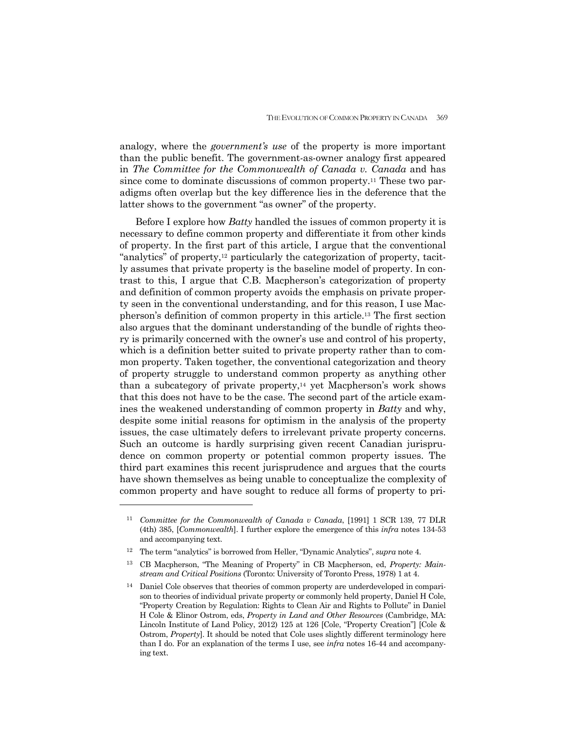analogy, where the *government's use* of the property is more important than the public benefit. The government-as-owner analogy first appeared in *The Committee for the Commonwealth of Canada v. Canada* and has since come to dominate discussions of common property.[11] These two paradigms often overlap but the key difference lies in the deference that the latter shows to the government "as owner" of the property.

Before I explore how *Batty* handled the issues of common property it is necessary to define common property and differentiate it from other kinds of property. In the first part of this article, I argue that the conventional "analytics" of property,[12] particularly the categorization of property, tacitly assumes that private property is the baseline model of property. In contrast to this, I argue that C.B. Macpherson's categorization of property and definition of common property avoids the emphasis on private property seen in the conventional understanding, and for this reason, I use Macpherson's definition of common property in this article.[13] The first section also argues that the dominant understanding of the bundle of rights theory is primarily concerned with the owner's use and control of his property, which is a definition better suited to private property rather than to common property. Taken together, the conventional categorization and theory of property struggle to understand common property as anything other than a subcategory of private property,[14] yet Macpherson's work shows that this does not have to be the case. The second part of the article examines the weakened understanding of common property in *Batty* and why, despite some initial reasons for optimism in the analysis of the property issues, the case ultimately defers to irrelevant private property concerns. Such an outcome is hardly surprising given recent Canadian jurisprudence on common property or potential common property issues. The third part examines this recent jurisprudence and argues that the courts have shown themselves as being unable to conceptualize the complexity of common property and have sought to reduce all forms of property to pri-

---

[11] *Committee for the Commonwealth of Canada v Canada*, [1991] 1 SCR 139, 77 DLR (4th) 385, [*Commonwealth*]. I further explore the emergence of this *infra* notes 134-53 and accompanying text.

[12] The term "analytics" is borrowed from Heller, "Dynamic Analytics", *supra* note 4.

[13] CB Macpherson, "The Meaning of Property" in CB Macpherson, ed, *Property: Mainstream and Critical Positions* (Toronto: University of Toronto Press, 1978) 1 at 4.

[14] Daniel Cole observes that theories of common property are underdeveloped in comparison to theories of individual private property or commonly held property, Daniel H Cole, "Property Creation by Regulation: Rights to Clean Air and Rights to Pollute" in Daniel H Cole & Elinor Ostrom, eds, *Property in Land and Other Resources* (Cambridge, MA: Lincoln Institute of Land Policy, 2012) 125 at 126 [Cole, "Property Creation"] [Cole & Ostrom, *Property*]. It should be noted that Cole uses slightly different terminology here than I do. For an explanation of the terms I use, see *infra* notes 16-44 and accompanying text.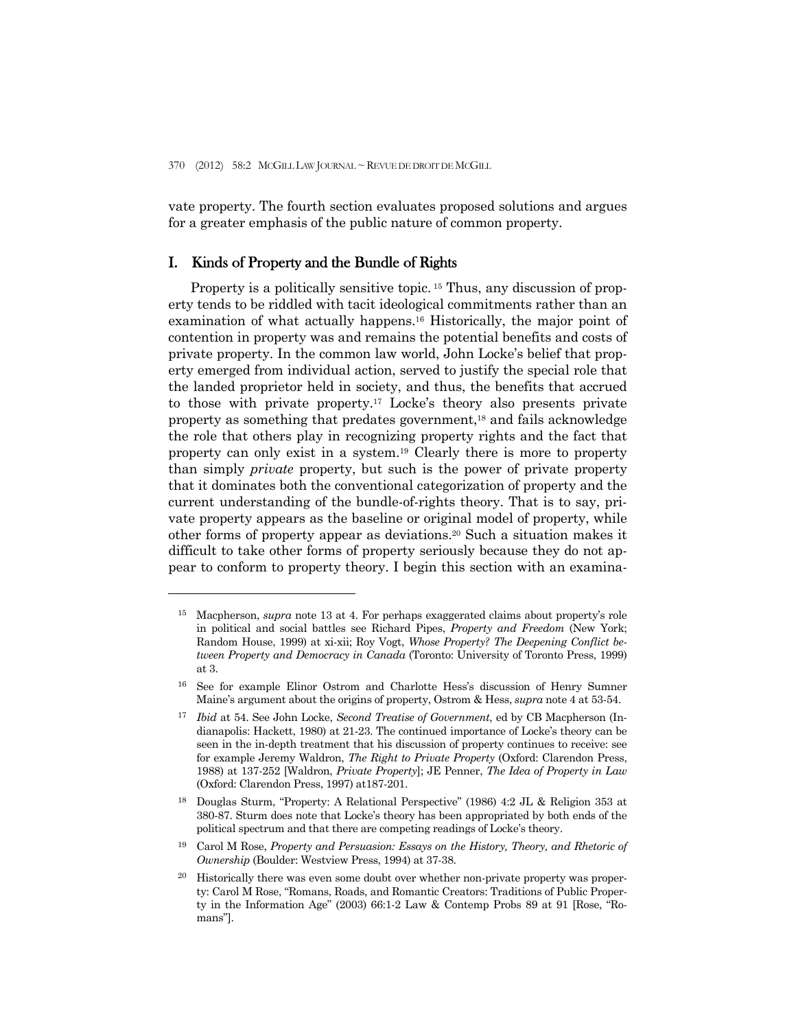vate property. The fourth section evaluates proposed solutions and argues for a greater emphasis of the public nature of common property.

## I. Kinds of Property and the Bundle of Rights

Property is a politically sensitive topic. [15] Thus, any discussion of property tends to be riddled with tacit ideological commitments rather than an examination of what actually happens.[16] Historically, the major point of contention in property was and remains the potential benefits and costs of private property. In the common law world, John Locke's belief that property emerged from individual action, served to justify the special role that the landed proprietor held in society, and thus, the benefits that accrued to those with private property.[17] Locke's theory also presents private property as something that predates government,[18] and fails acknowledge the role that others play in recognizing property rights and the fact that property can only exist in a system.[19] Clearly there is more to property than simply *private* property, but such is the power of private property that it dominates both the conventional categorization of property and the current understanding of the bundle-of-rights theory. That is to say, private property appears as the baseline or original model of property, while other forms of property appear as deviations.[20] Such a situation makes it difficult to take other forms of property seriously because they do not appear to conform to property theory. I begin this section with an examina-

---

[15] Macpherson, *supra* note 13 at 4. For perhaps exaggerated claims about property's role in political and social battles see Richard Pipes, *Property and Freedom* (New York; Random House, 1999) at xi-xii; Roy Vogt, *Whose Property? The Deepening Conflict between Property and Democracy in Canada* (Toronto: University of Toronto Press, 1999) at 3.

[16] See for example Elinor Ostrom and Charlotte Hess's discussion of Henry Sumner Maine's argument about the origins of property, Ostrom & Hess, *supra* note 4 at 53-54.

[17] *Ibid* at 54. See John Locke, *Second Treatise of Government*, ed by CB Macpherson (Indianapolis: Hackett, 1980) at 21-23. The continued importance of Locke's theory can be seen in the in-depth treatment that his discussion of property continues to receive: see for example Jeremy Waldron, *The Right to Private Property* (Oxford: Clarendon Press, 1988) at 137-252 [Waldron, *Private Property*]; JE Penner, *The Idea of Property in Law* (Oxford: Clarendon Press, 1997) at187-201.

[18] Douglas Sturm, "Property: A Relational Perspective" (1986) 4:2 JL & Religion 353 at 380-87. Sturm does note that Locke's theory has been appropriated by both ends of the political spectrum and that there are competing readings of Locke's theory.

[19] Carol M Rose, *Property and Persuasion: Essays on the History, Theory, and Rhetoric of Ownership* (Boulder: Westview Press, 1994) at 37-38.

[20] Historically there was even some doubt over whether non-private property was property: Carol M Rose, "Romans, Roads, and Romantic Creators: Traditions of Public Property in the Information Age" (2003) 66:1-2 Law & Contemp Probs 89 at 91 [Rose, "Romans"].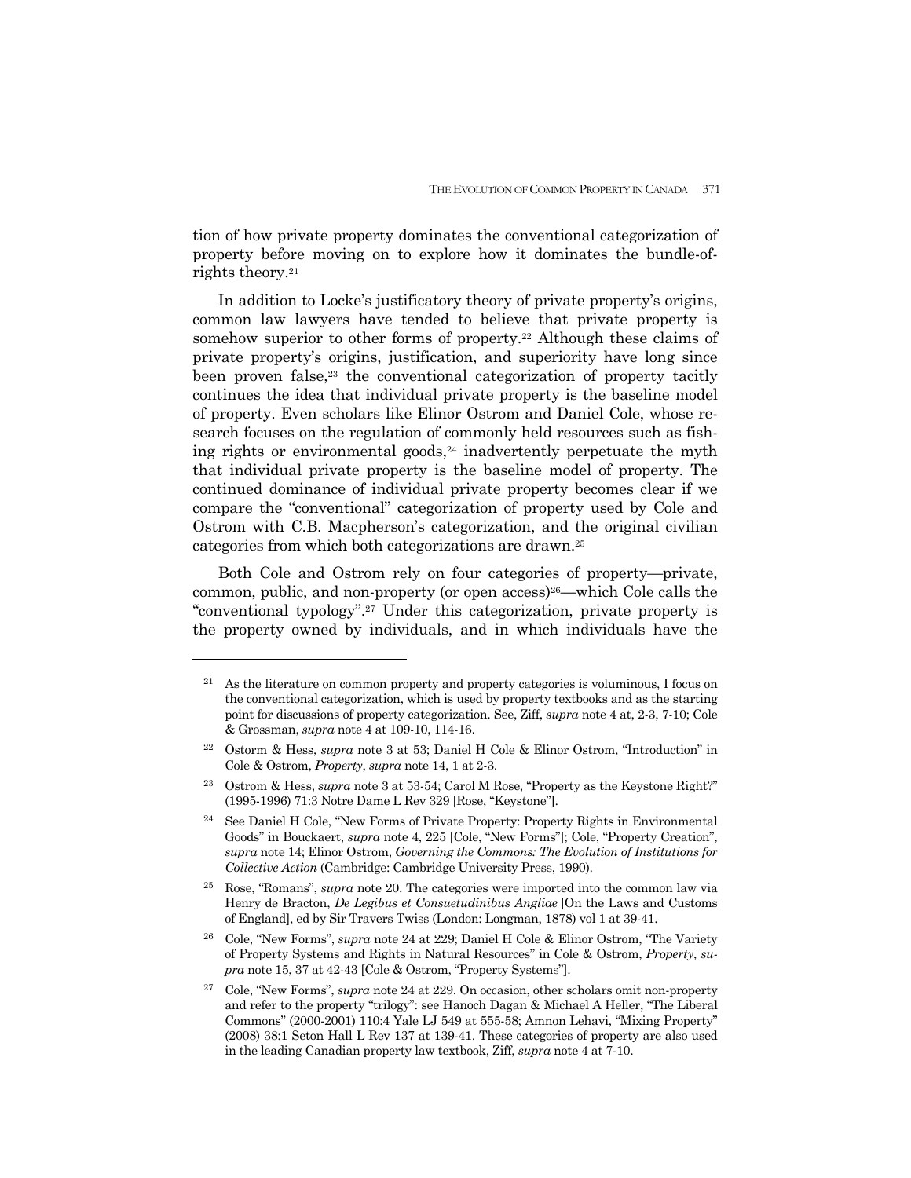tion of how private property dominates the conventional categorization of property before moving on to explore how it dominates the bundle-of-rights theory.[21]

In addition to Locke's justificatory theory of private property's origins, common law lawyers have tended to believe that private property is somehow superior to other forms of property.[22] Although these claims of private property's origins, justification, and superiority have long since been proven false,[23] the conventional categorization of property tacitly continues the idea that individual private property is the baseline model of property. Even scholars like Elinor Ostrom and Daniel Cole, whose research focuses on the regulation of commonly held resources such as fishing rights or environmental goods,[24] inadvertently perpetuate the myth that individual private property is the baseline model of property. The continued dominance of individual private property becomes clear if we compare the "conventional" categorization of property used by Cole and Ostrom with C.B. Macpherson's categorization, and the original civilian categories from which both categorizations are drawn.[25]

Both Cole and Ostrom rely on four categories of property—private, common, public, and non-property (or open access)[26]—which Cole calls the "conventional typology".[27] Under this categorization, private property is the property owned by individuals, and in which individuals have the

---

[21] As the literature on common property and property categories is voluminous, I focus on the conventional categorization, which is used by property textbooks and as the starting point for discussions of property categorization. See, Ziff, *supra* note 4 at, 2-3, 7-10; Cole & Grossman, *supra* note 4 at 109-10, 114-16.

[22] Ostorm & Hess, *supra* note 3 at 53; Daniel H Cole & Elinor Ostrom, "Introduction" in Cole & Ostrom, *Property*, *supra* note 14, 1 at 2-3.

[23] Ostrom & Hess, *supra* note 3 at 53-54; Carol M Rose, "Property as the Keystone Right?" (1995-1996) 71:3 Notre Dame L Rev 329 [Rose, "Keystone"].

[24] See Daniel H Cole, "New Forms of Private Property: Property Rights in Environmental Goods" in Bouckaert, *supra* note 4, 225 [Cole, "New Forms"]; Cole, "Property Creation", *supra* note 14; Elinor Ostrom, *Governing the Commons: The Evolution of Institutions for Collective Action* (Cambridge: Cambridge University Press, 1990).

[25] Rose, "Romans", *supra* note 20. The categories were imported into the common law via Henry de Bracton, *De Legibus et Consuetudinibus Angliae* [On the Laws and Customs of England], ed by Sir Travers Twiss (London: Longman, 1878) vol 1 at 39-41.

[26] Cole, "New Forms", *supra* note 24 at 229; Daniel H Cole & Elinor Ostrom, "The Variety of Property Systems and Rights in Natural Resources" in Cole & Ostrom, *Property*, *supra* note 15, 37 at 42-43 [Cole & Ostrom, "Property Systems"].

[27] Cole, "New Forms", *supra* note 24 at 229. On occasion, other scholars omit non-property and refer to the property "trilogy": see Hanoch Dagan & Michael A Heller, "The Liberal Commons" (2000-2001) 110:4 Yale LJ 549 at 555-58; Amnon Lehavi, "Mixing Property" (2008) 38:1 Seton Hall L Rev 137 at 139-41. These categories of property are also used in the leading Canadian property law textbook, Ziff, *supra* note 4 at 7-10.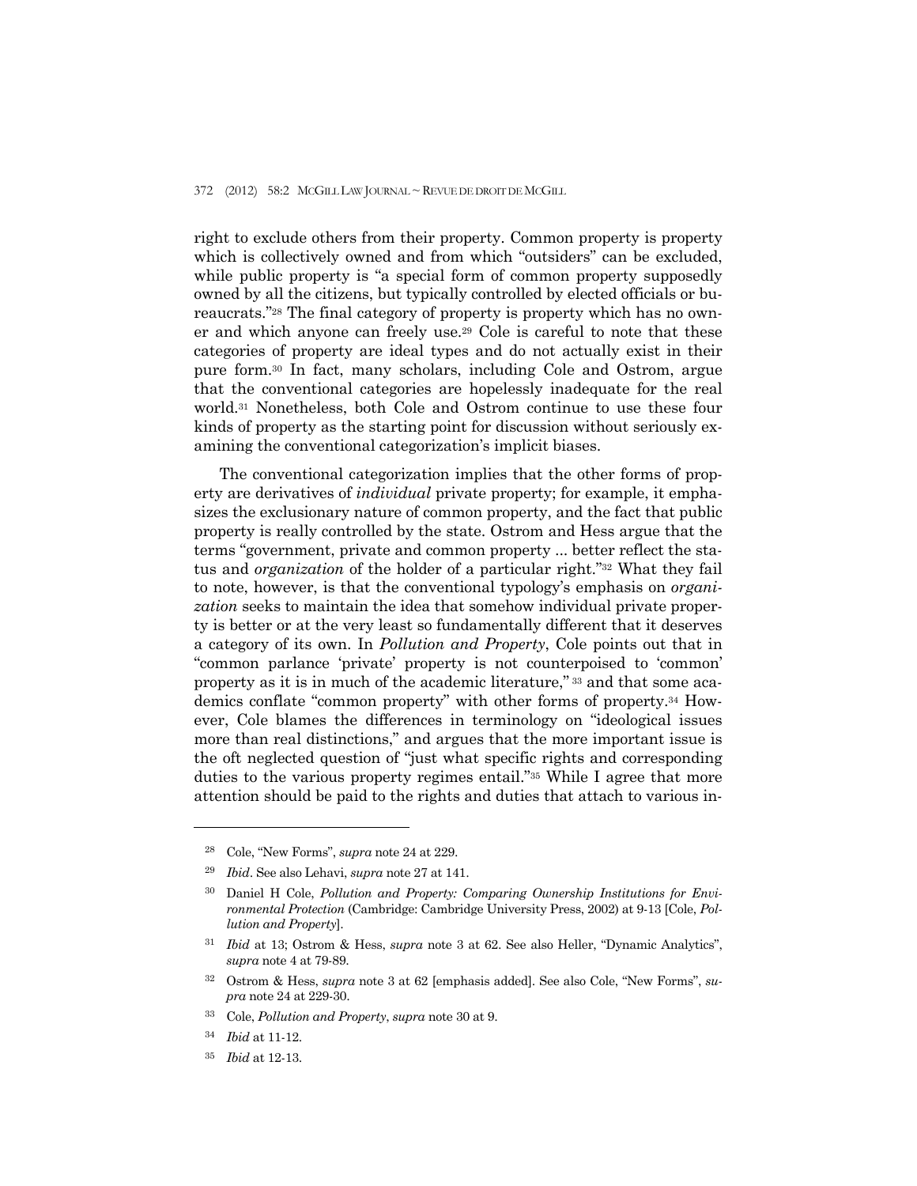right to exclude others from their property. Common property is property which is collectively owned and from which "outsiders" can be excluded, while public property is "a special form of common property supposedly owned by all the citizens, but typically controlled by elected officials or bureaucrats."[28] The final category of property is property which has no owner and which anyone can freely use.[29] Cole is careful to note that these categories of property are ideal types and do not actually exist in their pure form.[30] In fact, many scholars, including Cole and Ostrom, argue that the conventional categories are hopelessly inadequate for the real world.[31] Nonetheless, both Cole and Ostrom continue to use these four kinds of property as the starting point for discussion without seriously examining the conventional categorization's implicit biases.

The conventional categorization implies that the other forms of property are derivatives of *individual* private property; for example, it emphasizes the exclusionary nature of common property, and the fact that public property is really controlled by the state. Ostrom and Hess argue that the terms "government, private and common property ... better reflect the status and *organization* of the holder of a particular right."[32] What they fail to note, however, is that the conventional typology's emphasis on *organization* seeks to maintain the idea that somehow individual private property is better or at the very least so fundamentally different that it deserves a category of its own. In *Pollution and Property*, Cole points out that in "common parlance 'private' property is not counterpoised to 'common' property as it is in much of the academic literature,"[33] and that some academics conflate "common property" with other forms of property.[34] However, Cole blames the differences in terminology on "ideological issues more than real distinctions," and argues that the more important issue is the oft neglected question of "just what specific rights and corresponding duties to the various property regimes entail."[35] While I agree that more attention should be paid to the rights and duties that attach to various in-

---

[28] Cole, "New Forms", *supra* note 24 at 229.

[29] *Ibid*. See also Lehavi, *supra* note 27 at 141.

[30] Daniel H Cole, *Pollution and Property: Comparing Ownership Institutions for Environmental Protection* (Cambridge: Cambridge University Press, 2002) at 9-13 [Cole, *Pollution and Property*].

[31] *Ibid* at 13; Ostrom & Hess, *supra* note 3 at 62. See also Heller, "Dynamic Analytics", *supra* note 4 at 79-89.

[32] Ostrom & Hess, *supra* note 3 at 62 [emphasis added]. See also Cole, "New Forms", *supra* note 24 at 229-30.

[33] Cole, *Pollution and Property*, *supra* note 30 at 9.

[34] *Ibid* at 11-12.

[35] *Ibid* at 12-13.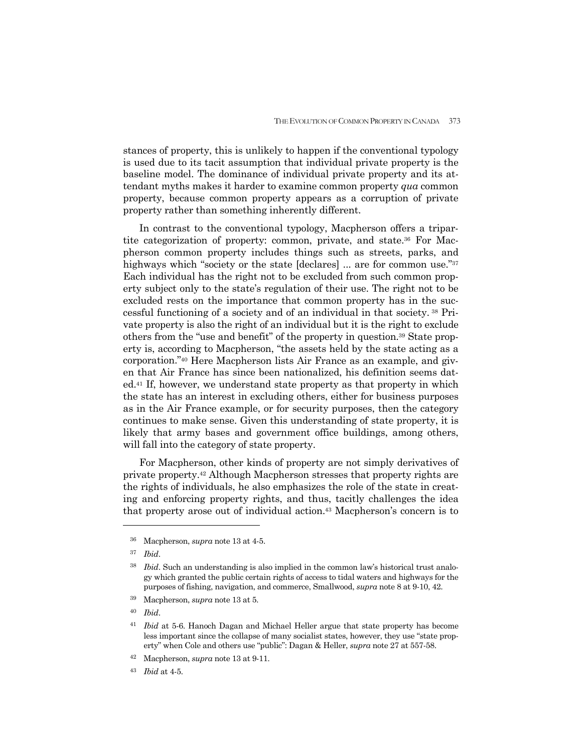stances of property, this is unlikely to happen if the conventional typology is used due to its tacit assumption that individual private property is the baseline model. The dominance of individual private property and its attendant myths makes it harder to examine common property *qua* common property, because common property appears as a corruption of private property rather than something inherently different.

In contrast to the conventional typology, Macpherson offers a tripartite categorization of property: common, private, and state.[36] For Macpherson common property includes things such as streets, parks, and highways which "society or the state [declares] ... are for common use."[37] Each individual has the right not to be excluded from such common property subject only to the state's regulation of their use. The right not to be excluded rests on the importance that common property has in the successful functioning of a society and of an individual in that society.[38] Private property is also the right of an individual but it is the right to exclude others from the "use and benefit" of the property in question.[39] State property is, according to Macpherson, "the assets held by the state acting as a corporation."[40] Here Macpherson lists Air France as an example, and given that Air France has since been nationalized, his definition seems dated.[41] If, however, we understand state property as that property in which the state has an interest in excluding others, either for business purposes as in the Air France example, or for security purposes, then the category continues to make sense. Given this understanding of state property, it is likely that army bases and government office buildings, among others, will fall into the category of state property.

For Macpherson, other kinds of property are not simply derivatives of private property.[42] Although Macpherson stresses that property rights are the rights of individuals, he also emphasizes the role of the state in creating and enforcing property rights, and thus, tacitly challenges the idea that property arose out of individual action.[43] Macpherson's concern is to

---

[36] Macpherson, *supra* note 13 at 4-5.

[37] *Ibid*.

[38] *Ibid*. Such an understanding is also implied in the common law's historical trust analogy which granted the public certain rights of access to tidal waters and highways for the purposes of fishing, navigation, and commerce, Smallwood, *supra* note 8 at 9-10, 42.

[39] Macpherson, *supra* note 13 at 5.

[40] *Ibid*.

[41] *Ibid* at 5-6. Hanoch Dagan and Michael Heller argue that state property has become less important since the collapse of many socialist states, however, they use "state property" when Cole and others use "public": Dagan & Heller, *supra* note 27 at 557-58.

[42] Macpherson, *supra* note 13 at 9-11.

[43] *Ibid* at 4-5.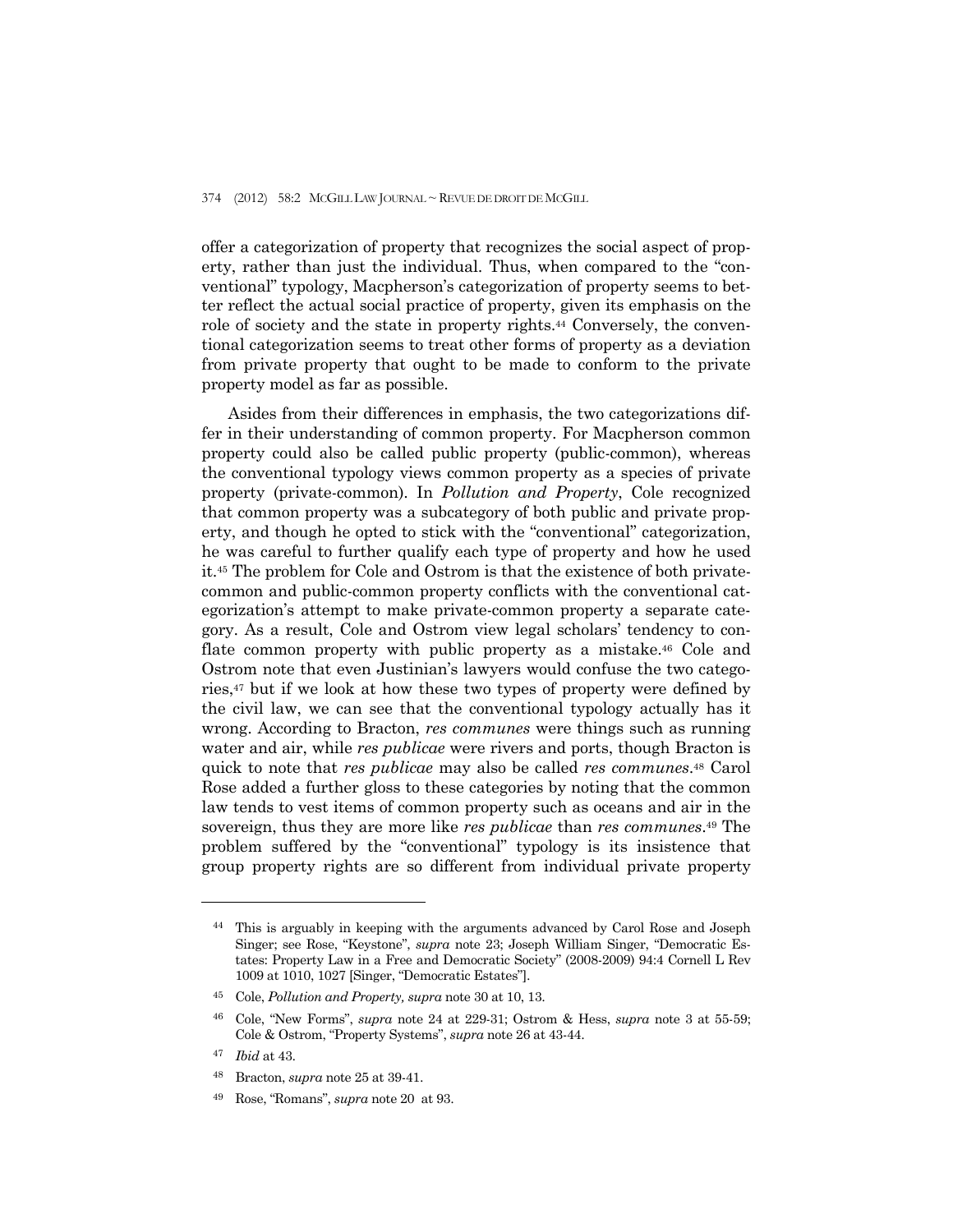offer a categorization of property that recognizes the social aspect of property, rather than just the individual. Thus, when compared to the "conventional" typology, Macpherson's categorization of property seems to better reflect the actual social practice of property, given its emphasis on the role of society and the state in property rights.[44] Conversely, the conventional categorization seems to treat other forms of property as a deviation from private property that ought to be made to conform to the private property model as far as possible.

Asides from their differences in emphasis, the two categorizations differ in their understanding of common property. For Macpherson common property could also be called public property (public-common), whereas the conventional typology views common property as a species of private property (private-common). In *Pollution and Property*, Cole recognized that common property was a subcategory of both public and private property, and though he opted to stick with the "conventional" categorization, he was careful to further qualify each type of property and how he used it.[45] The problem for Cole and Ostrom is that the existence of both private-common and public-common property conflicts with the conventional categorization's attempt to make private-common property a separate category. As a result, Cole and Ostrom view legal scholars' tendency to conflate common property with public property as a mistake.[46] Cole and Ostrom note that even Justinian's lawyers would confuse the two categories,[47] but if we look at how these two types of property were defined by the civil law, we can see that the conventional typology actually has it wrong. According to Bracton, *res communes* were things such as running water and air, while *res publicae* were rivers and ports, though Bracton is quick to note that *res publicae* may also be called *res communes*.[48] Carol Rose added a further gloss to these categories by noting that the common law tends to vest items of common property such as oceans and air in the sovereign, thus they are more like *res publicae* than *res communes*.[49] The problem suffered by the "conventional" typology is its insistence that group property rights are so different from individual private property

---

[44] This is arguably in keeping with the arguments advanced by Carol Rose and Joseph Singer; see Rose, "Keystone", *supra* note 23; Joseph William Singer, "Democratic Estates: Property Law in a Free and Democratic Society" (2008-2009) 94:4 Cornell L Rev 1009 at 1010, 1027 [Singer, "Democratic Estates"].

[45] Cole, *Pollution and Property, supra* note 30 at 10, 13.

[46] Cole, "New Forms", *supra* note 24 at 229-31; Ostrom & Hess, *supra* note 3 at 55-59; Cole & Ostrom, "Property Systems", *supra* note 26 at 43-44.

[47] *Ibid* at 43.

[48] Bracton, *supra* note 25 at 39-41.

[49] Rose, "Romans", *supra* note 20 at 93.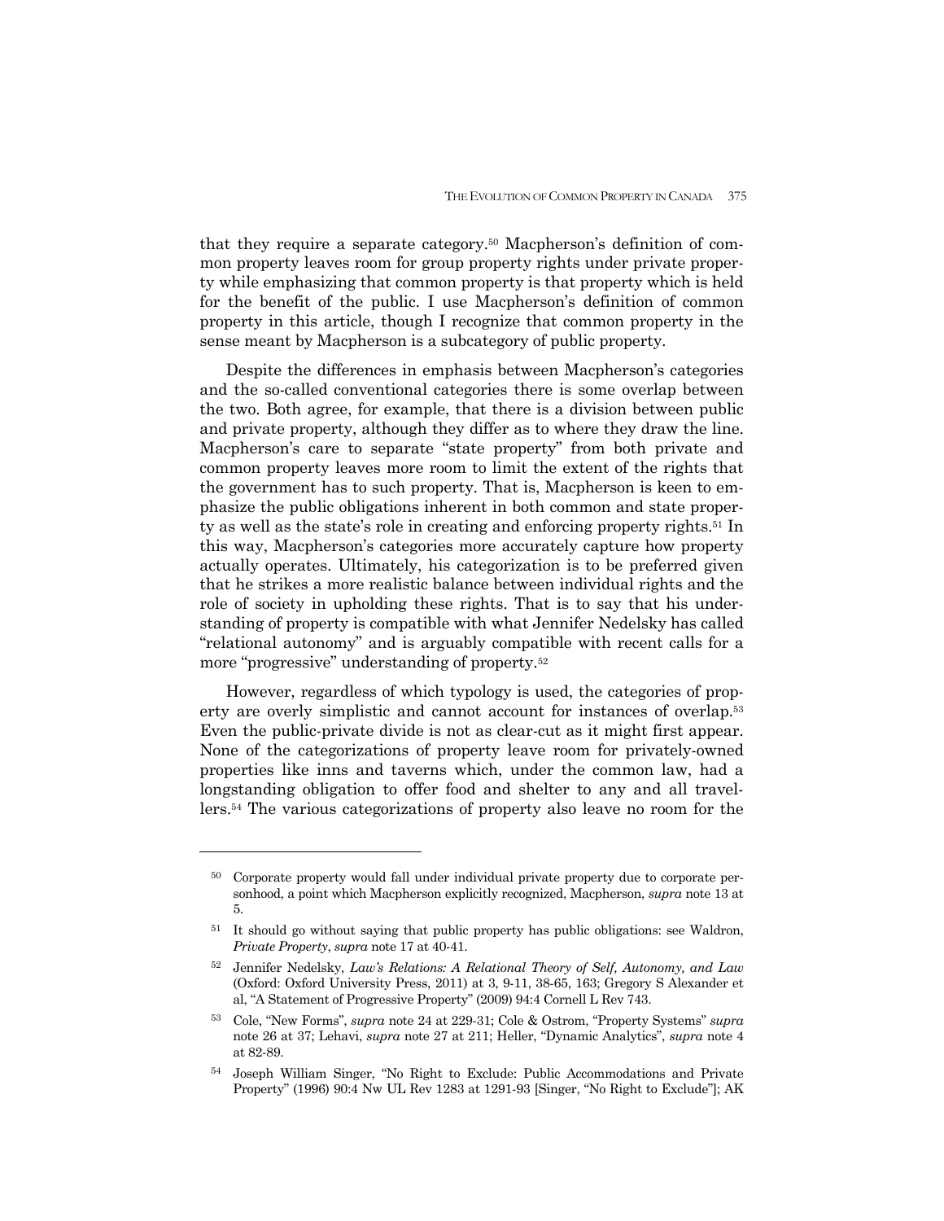that they require a separate category.[50] Macpherson's definition of common property leaves room for group property rights under private property while emphasizing that common property is that property which is held for the benefit of the public. I use Macpherson's definition of common property in this article, though I recognize that common property in the sense meant by Macpherson is a subcategory of public property.

Despite the differences in emphasis between Macpherson's categories and the so-called conventional categories there is some overlap between the two. Both agree, for example, that there is a division between public and private property, although they differ as to where they draw the line. Macpherson's care to separate "state property" from both private and common property leaves more room to limit the extent of the rights that the government has to such property. That is, Macpherson is keen to emphasize the public obligations inherent in both common and state property as well as the state's role in creating and enforcing property rights.[51] In this way, Macpherson's categories more accurately capture how property actually operates. Ultimately, his categorization is to be preferred given that he strikes a more realistic balance between individual rights and the role of society in upholding these rights. That is to say that his understanding of property is compatible with what Jennifer Nedelsky has called "relational autonomy" and is arguably compatible with recent calls for a more "progressive" understanding of property.[52]

However, regardless of which typology is used, the categories of property are overly simplistic and cannot account for instances of overlap.[53] Even the public-private divide is not as clear-cut as it might first appear. None of the categorizations of property leave room for privately-owned properties like inns and taverns which, under the common law, had a longstanding obligation to offer food and shelter to any and all travellers.[54] The various categorizations of property also leave no room for the

---

[50] Corporate property would fall under individual private property due to corporate personhood, a point which Macpherson explicitly recognized, Macpherson, *supra* note 13 at 5.

[51] It should go without saying that public property has public obligations: see Waldron, *Private Property*, *supra* note 17 at 40-41.

[52] Jennifer Nedelsky, *Law's Relations: A Relational Theory of Self, Autonomy, and Law* (Oxford: Oxford University Press, 2011) at 3, 9-11, 38-65, 163; Gregory S Alexander et al, "A Statement of Progressive Property" (2009) 94:4 Cornell L Rev 743.

[53] Cole, "New Forms", *supra* note 24 at 229-31; Cole & Ostrom, "Property Systems" *supra* note 26 at 37; Lehavi, *supra* note 27 at 211; Heller, "Dynamic Analytics", *supra* note 4 at 82-89.

[54] Joseph William Singer, "No Right to Exclude: Public Accommodations and Private Property" (1996) 90:4 Nw UL Rev 1283 at 1291-93 [Singer, "No Right to Exclude"]; AK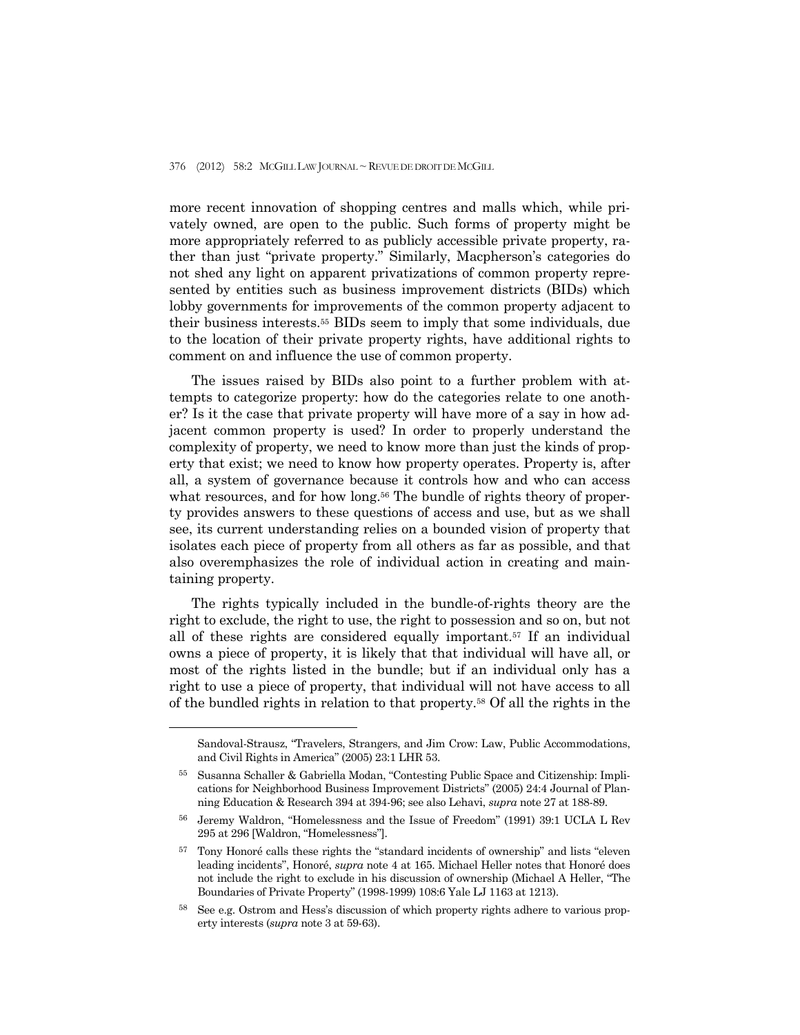more recent innovation of shopping centres and malls which, while privately owned, are open to the public. Such forms of property might be more appropriately referred to as publicly accessible private property, rather than just "private property." Similarly, Macpherson's categories do not shed any light on apparent privatizations of common property represented by entities such as business improvement districts (BIDs) which lobby governments for improvements of the common property adjacent to their business interests.[55] BIDs seem to imply that some individuals, due to the location of their private property rights, have additional rights to comment on and influence the use of common property.

The issues raised by BIDs also point to a further problem with attempts to categorize property: how do the categories relate to one another? Is it the case that private property will have more of a say in how adjacent common property is used? In order to properly understand the complexity of property, we need to know more than just the kinds of property that exist; we need to know how property operates. Property is, after all, a system of governance because it controls how and who can access what resources, and for how long.[56] The bundle of rights theory of property provides answers to these questions of access and use, but as we shall see, its current understanding relies on a bounded vision of property that isolates each piece of property from all others as far as possible, and that also overemphasizes the role of individual action in creating and maintaining property.

The rights typically included in the bundle-of-rights theory are the right to exclude, the right to use, the right to possession and so on, but not all of these rights are considered equally important.[57] If an individual owns a piece of property, it is likely that that individual will have all, or most of the rights listed in the bundle; but if an individual only has a right to use a piece of property, that individual will not have access to all of the bundled rights in relation to that property.[58] Of all the rights in the

---

Sandoval-Strausz, "Travelers, Strangers, and Jim Crow: Law, Public Accommodations, and Civil Rights in America" (2005) 23:1 LHR 53.

[55] Susanna Schaller & Gabriella Modan, "Contesting Public Space and Citizenship: Implications for Neighborhood Business Improvement Districts" (2005) 24:4 Journal of Planning Education & Research 394 at 394-96; see also Lehavi, *supra* note 27 at 188-89.

[56] Jeremy Waldron, "Homelessness and the Issue of Freedom" (1991) 39:1 UCLA L Rev 295 at 296 [Waldron, "Homelessness"].

[57] Tony Honoré calls these rights the "standard incidents of ownership" and lists "eleven leading incidents", Honoré, *supra* note 4 at 165. Michael Heller notes that Honoré does not include the right to exclude in his discussion of ownership (Michael A Heller, "The Boundaries of Private Property" (1998-1999) 108:6 Yale LJ 1163 at 1213).

[58] See e.g. Ostrom and Hess's discussion of which property rights adhere to various property interests (*supra* note 3 at 59-63).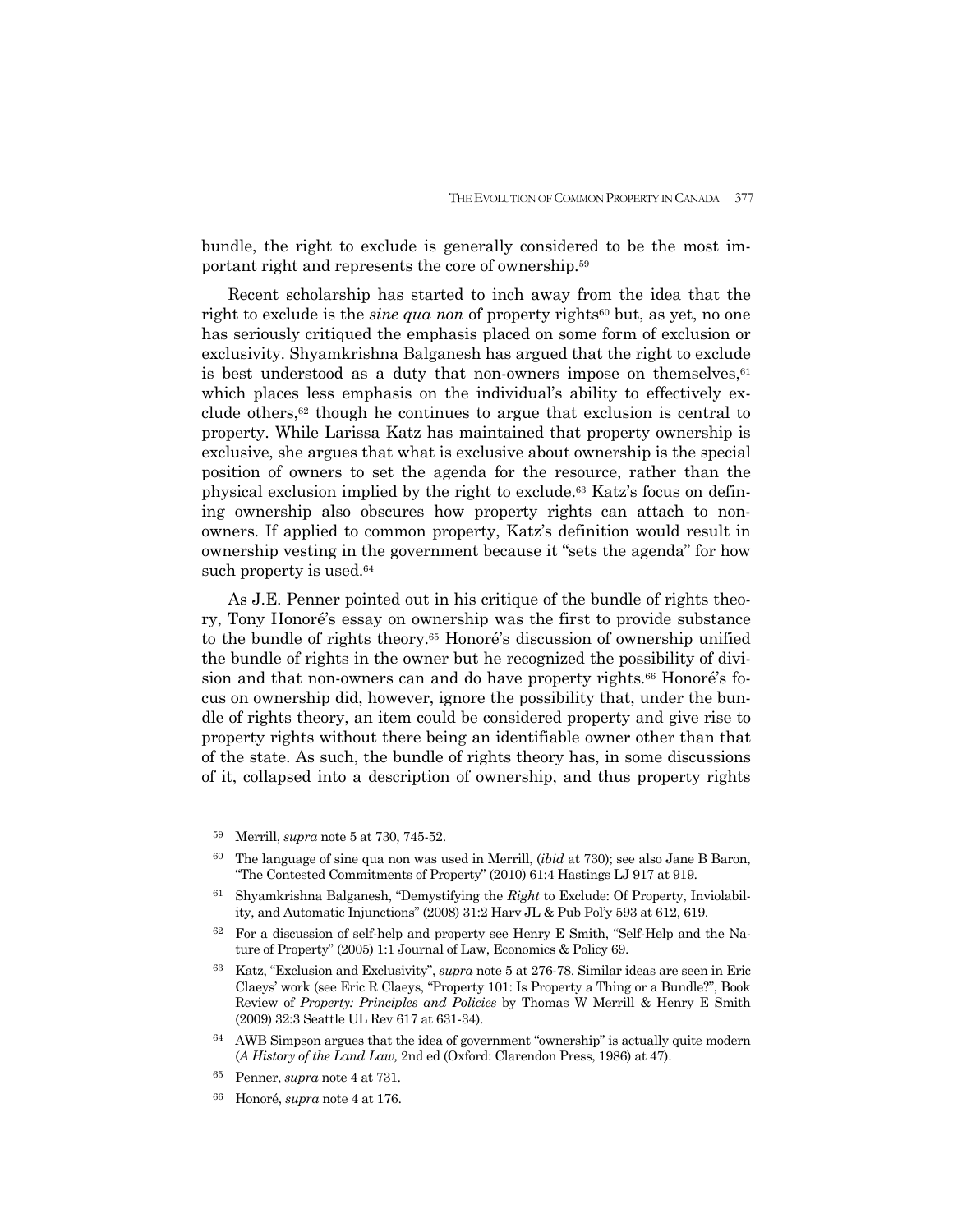bundle, the right to exclude is generally considered to be the most important right and represents the core of ownership.[59]

Recent scholarship has started to inch away from the idea that the right to exclude is the *sine qua non* of property rights[60] but, as yet, no one has seriously critiqued the emphasis placed on some form of exclusion or exclusivity. Shyamkrishna Balganesh has argued that the right to exclude is best understood as a duty that non-owners impose on themselves,[61] which places less emphasis on the individual's ability to effectively exclude others,[62] though he continues to argue that exclusion is central to property. While Larissa Katz has maintained that property ownership is exclusive, she argues that what is exclusive about ownership is the special position of owners to set the agenda for the resource, rather than the physical exclusion implied by the right to exclude.[63] Katz's focus on defining ownership also obscures how property rights can attach to non-owners. If applied to common property, Katz's definition would result in ownership vesting in the government because it "sets the agenda" for how such property is used.[64]

As J.E. Penner pointed out in his critique of the bundle of rights theory, Tony Honoré's essay on ownership was the first to provide substance to the bundle of rights theory.[65] Honoré's discussion of ownership unified the bundle of rights in the owner but he recognized the possibility of division and that non-owners can and do have property rights.[66] Honoré's focus on ownership did, however, ignore the possibility that, under the bundle of rights theory, an item could be considered property and give rise to property rights without there being an identifiable owner other than that of the state. As such, the bundle of rights theory has, in some discussions of it, collapsed into a description of ownership, and thus property rights

---

[59] Merrill, *supra* note 5 at 730, 745-52.

[60] The language of sine qua non was used in Merrill, (*ibid* at 730); see also Jane B Baron, "The Contested Commitments of Property" (2010) 61:4 Hastings LJ 917 at 919.

[61] Shyamkrishna Balganesh, "Demystifying the *Right* to Exclude: Of Property, Inviolability, and Automatic Injunctions" (2008) 31:2 Harv JL & Pub Pol'y 593 at 612, 619.

[62] For a discussion of self-help and property see Henry E Smith, "Self-Help and the Nature of Property" (2005) 1:1 Journal of Law, Economics & Policy 69.

[63] Katz, "Exclusion and Exclusivity", *supra* note 5 at 276-78. Similar ideas are seen in Eric Claeys' work (see Eric R Claeys, "Property 101: Is Property a Thing or a Bundle?", Book Review of *Property: Principles and Policies* by Thomas W Merrill & Henry E Smith (2009) 32:3 Seattle UL Rev 617 at 631-34).

[64] AWB Simpson argues that the idea of government "ownership" is actually quite modern (*A History of the Land Law,* 2nd ed (Oxford: Clarendon Press, 1986) at 47).

[65] Penner, *supra* note 4 at 731.

[66] Honoré, *supra* note 4 at 176.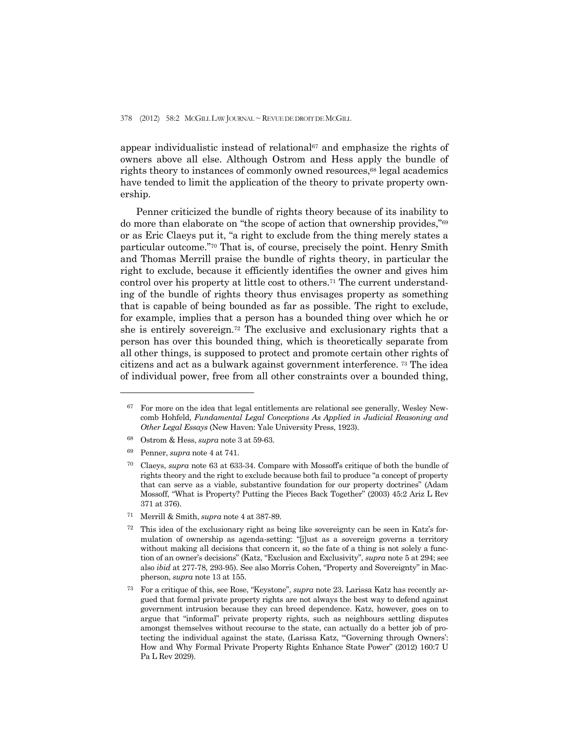appear individualistic instead of relational[67] and emphasize the rights of owners above all else. Although Ostrom and Hess apply the bundle of rights theory to instances of commonly owned resources,[68] legal academics have tended to limit the application of the theory to private property ownership.

Penner criticized the bundle of rights theory because of its inability to do more than elaborate on "the scope of action that ownership provides,"[69] or as Eric Claeys put it, "a right to exclude from the thing merely states a particular outcome."[70] That is, of course, precisely the point. Henry Smith and Thomas Merrill praise the bundle of rights theory, in particular the right to exclude, because it efficiently identifies the owner and gives him control over his property at little cost to others.[71] The current understanding of the bundle of rights theory thus envisages property as something that is capable of being bounded as far as possible. The right to exclude, for example, implies that a person has a bounded thing over which he or she is entirely sovereign.[72] The exclusive and exclusionary rights that a person has over this bounded thing, which is theoretically separate from all other things, is supposed to protect and promote certain other rights of citizens and act as a bulwark against government interference.[73] The idea of individual power, free from all other constraints over a bounded thing,

---

[67] For more on the idea that legal entitlements are relational see generally, Wesley Newcomb Hohfeld, *Fundamental Legal Conceptions As Applied in Judicial Reasoning and Other Legal Essays* (New Haven: Yale University Press, 1923).

[68] Ostrom & Hess, *supra* note 3 at 59-63.

[69] Penner, *supra* note 4 at 741.

[70] Claeys, *supra* note 63 at 633-34. Compare with Mossoff's critique of both the bundle of rights theory and the right to exclude because both fail to produce "a concept of property that can serve as a viable, substantive foundation for our property doctrines" (Adam Mossoff, "What is Property? Putting the Pieces Back Together" (2003) 45:2 Ariz L Rev 371 at 376).

[71] Merrill & Smith, *supra* note 4 at 387-89.

[72] This idea of the exclusionary right as being like sovereignty can be seen in Katz's formulation of ownership as agenda-setting: "[j]ust as a sovereign governs a territory without making all decisions that concern it, so the fate of a thing is not solely a function of an owner's decisions" (Katz, "Exclusion and Exclusivity", *supra* note 5 at 294; see also *ibid* at 277-78, 293-95). See also Morris Cohen, "Property and Sovereignty" in Macpherson, *supra* note 13 at 155.

[73] For a critique of this, see Rose, "Keystone", *supra* note 23. Larissa Katz has recently argued that formal private property rights are not always the best way to defend against government intrusion because they can breed dependence. Katz, however, goes on to argue that "informal" private property rights, such as neighbours settling disputes amongst themselves without recourse to the state, can actually do a better job of protecting the individual against the state, (Larissa Katz, "'Governing through Owners': How and Why Formal Private Property Rights Enhance State Power" (2012) 160:7 U Pa L Rev 2029).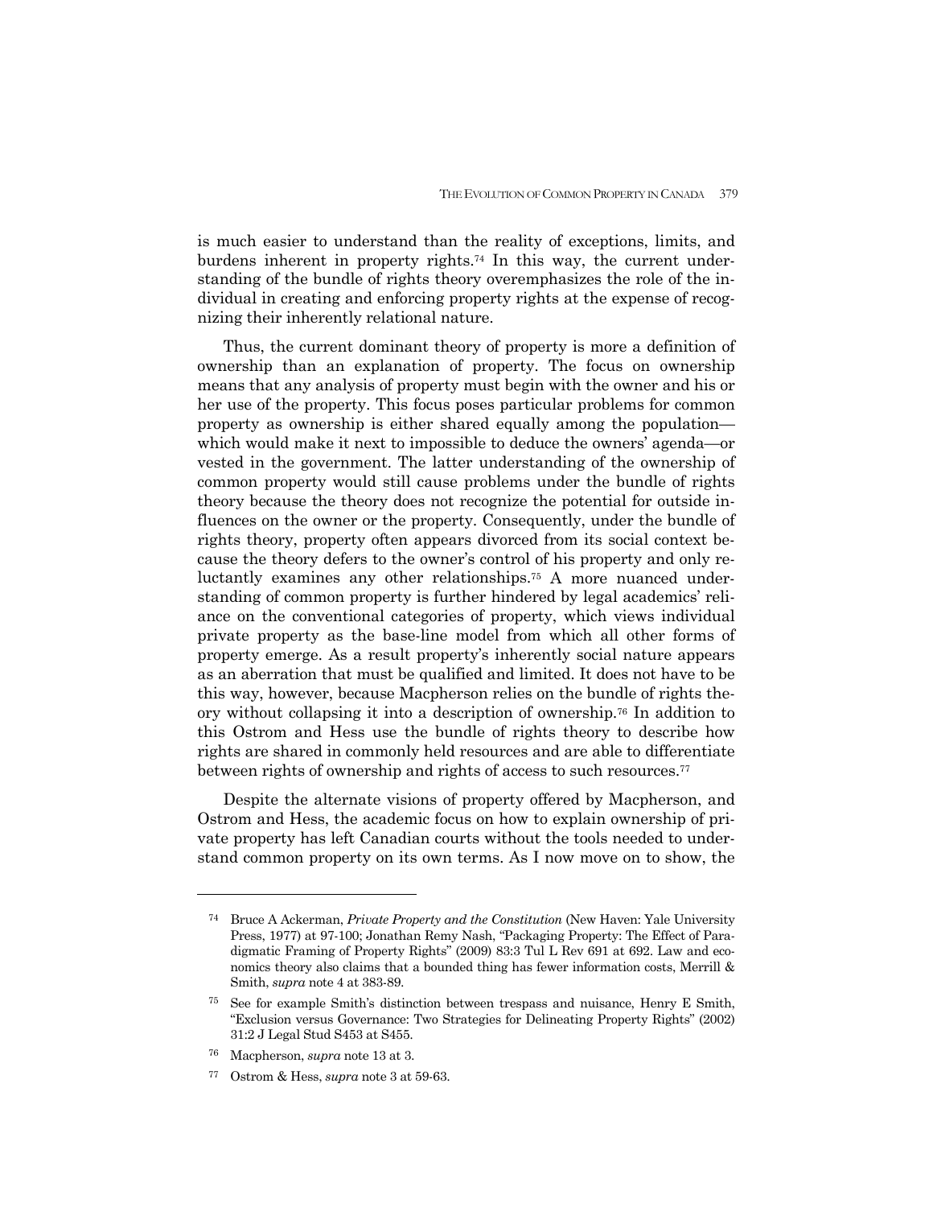is much easier to understand than the reality of exceptions, limits, and burdens inherent in property rights.[74] In this way, the current understanding of the bundle of rights theory overemphasizes the role of the individual in creating and enforcing property rights at the expense of recognizing their inherently relational nature.

Thus, the current dominant theory of property is more a definition of ownership than an explanation of property. The focus on ownership means that any analysis of property must begin with the owner and his or her use of the property. This focus poses particular problems for common property as ownership is either shared equally among the population—which would make it next to impossible to deduce the owners' agenda—or vested in the government. The latter understanding of the ownership of common property would still cause problems under the bundle of rights theory because the theory does not recognize the potential for outside influences on the owner or the property. Consequently, under the bundle of rights theory, property often appears divorced from its social context because the theory defers to the owner's control of his property and only reluctantly examines any other relationships.[75] A more nuanced understanding of common property is further hindered by legal academics' reliance on the conventional categories of property, which views individual private property as the base-line model from which all other forms of property emerge. As a result property's inherently social nature appears as an aberration that must be qualified and limited. It does not have to be this way, however, because Macpherson relies on the bundle of rights theory without collapsing it into a description of ownership.[76] In addition to this Ostrom and Hess use the bundle of rights theory to describe how rights are shared in commonly held resources and are able to differentiate between rights of ownership and rights of access to such resources.[77]

Despite the alternate visions of property offered by Macpherson, and Ostrom and Hess, the academic focus on how to explain ownership of private property has left Canadian courts without the tools needed to understand common property on its own terms. As I now move on to show, the

---

[74] Bruce A Ackerman, *Private Property and the Constitution* (New Haven: Yale University Press, 1977) at 97-100; Jonathan Remy Nash, "Packaging Property: The Effect of Paradigmatic Framing of Property Rights" (2009) 83:3 Tul L Rev 691 at 692. Law and economics theory also claims that a bounded thing has fewer information costs, Merrill & Smith, *supra* note 4 at 383-89.

[75] See for example Smith's distinction between trespass and nuisance, Henry E Smith, "Exclusion versus Governance: Two Strategies for Delineating Property Rights" (2002) 31:2 J Legal Stud S453 at S455.

[76] Macpherson, *supra* note 13 at 3.

[77] Ostrom & Hess, *supra* note 3 at 59-63.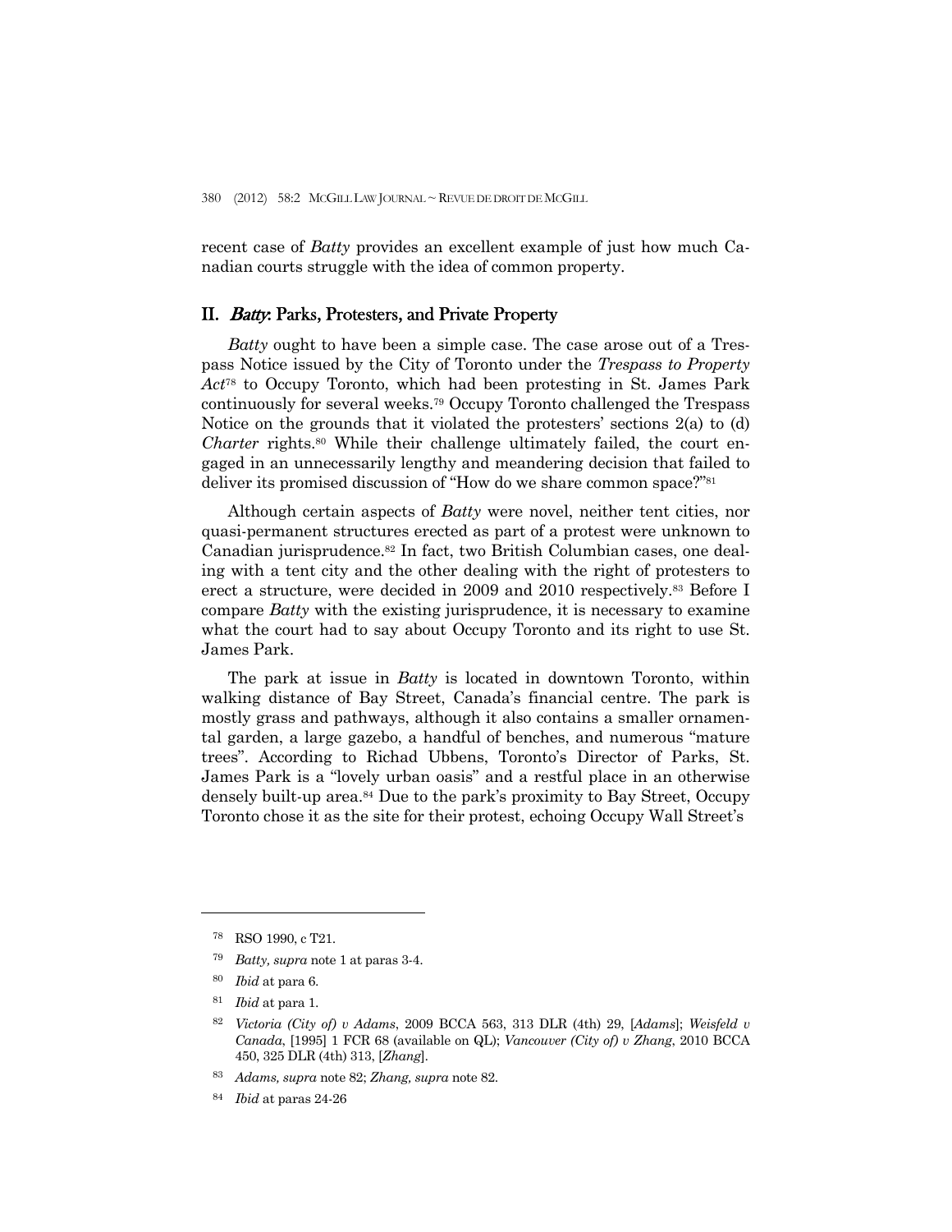recent case of *Batty* provides an excellent example of just how much Canadian courts struggle with the idea of common property.

## II. *Batty*: Parks, Protesters, and Private Property

*Batty* ought to have been a simple case. The case arose out of a Trespass Notice issued by the City of Toronto under the *Trespass to Property Act*[78] to Occupy Toronto, which had been protesting in St. James Park continuously for several weeks.[79] Occupy Toronto challenged the Trespass Notice on the grounds that it violated the protesters' sections 2(a) to (d) *Charter* rights.[80] While their challenge ultimately failed, the court engaged in an unnecessarily lengthy and meandering decision that failed to deliver its promised discussion of "How do we share common space?"[81]

Although certain aspects of *Batty* were novel, neither tent cities, nor quasi-permanent structures erected as part of a protest were unknown to Canadian jurisprudence.[82] In fact, two British Columbian cases, one dealing with a tent city and the other dealing with the right of protesters to erect a structure, were decided in 2009 and 2010 respectively.[83] Before I compare *Batty* with the existing jurisprudence, it is necessary to examine what the court had to say about Occupy Toronto and its right to use St. James Park.

The park at issue in *Batty* is located in downtown Toronto, within walking distance of Bay Street, Canada's financial centre. The park is mostly grass and pathways, although it also contains a smaller ornamental garden, a large gazebo, a handful of benches, and numerous "mature trees". According to Richad Ubbens, Toronto's Director of Parks, St. James Park is a "lovely urban oasis" and a restful place in an otherwise densely built-up area.[84] Due to the park's proximity to Bay Street, Occupy Toronto chose it as the site for their protest, echoing Occupy Wall Street's

---

[78] RSO 1990, c T21.

[79] *Batty, supra* note 1 at paras 3-4.

[80] *Ibid* at para 6.

[81] *Ibid* at para 1.

[82] *Victoria (City of) v Adams*, 2009 BCCA 563, 313 DLR (4th) 29, [*Adams*]; *Weisfeld v Canada*, [1995] 1 FCR 68 (available on QL); *Vancouver (City of) v Zhang*, 2010 BCCA 450, 325 DLR (4th) 313, [*Zhang*].

[83] *Adams, supra* note 82; *Zhang, supra* note 82.

[84] *Ibid* at paras 24-26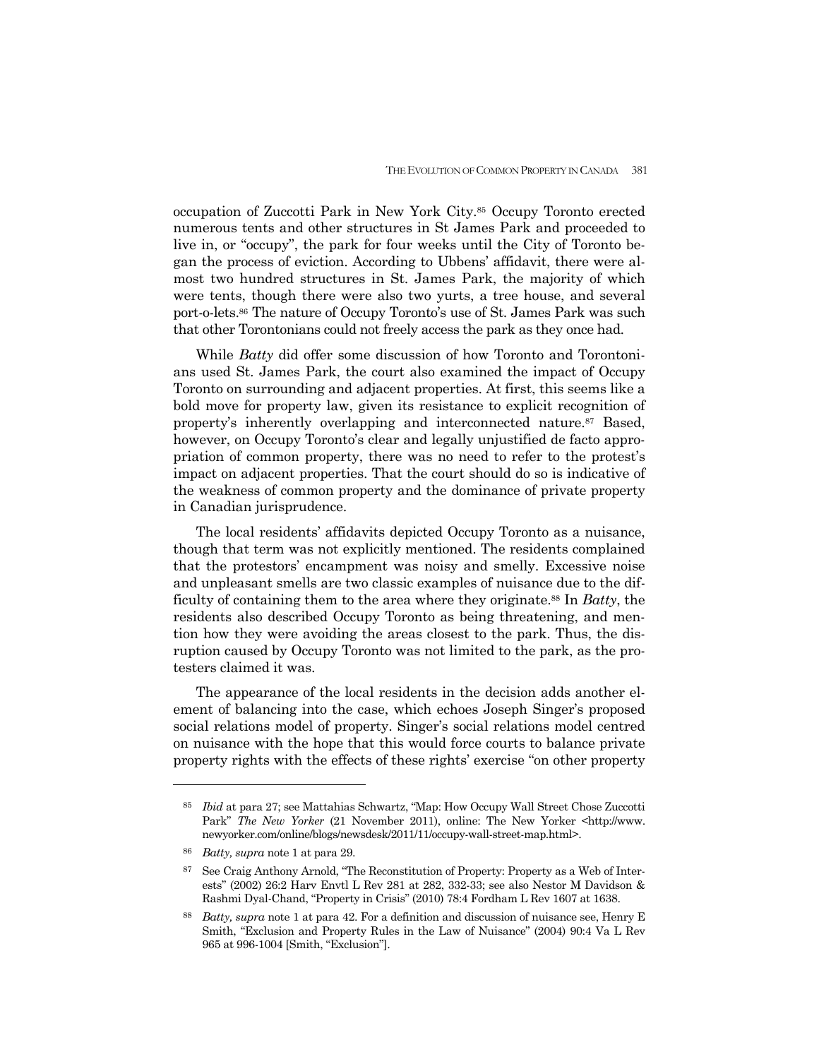occupation of Zuccotti Park in New York City.[85] Occupy Toronto erected numerous tents and other structures in St James Park and proceeded to live in, or "occupy", the park for four weeks until the City of Toronto began the process of eviction. According to Ubbens' affidavit, there were almost two hundred structures in St. James Park, the majority of which were tents, though there were also two yurts, a tree house, and several port-o-lets.[86] The nature of Occupy Toronto's use of St. James Park was such that other Torontonians could not freely access the park as they once had.

While *Batty* did offer some discussion of how Toronto and Torontonians used St. James Park, the court also examined the impact of Occupy Toronto on surrounding and adjacent properties. At first, this seems like a bold move for property law, given its resistance to explicit recognition of property's inherently overlapping and interconnected nature.[87] Based, however, on Occupy Toronto's clear and legally unjustified de facto appropriation of common property, there was no need to refer to the protest's impact on adjacent properties. That the court should do so is indicative of the weakness of common property and the dominance of private property in Canadian jurisprudence.

The local residents' affidavits depicted Occupy Toronto as a nuisance, though that term was not explicitly mentioned. The residents complained that the protestors' encampment was noisy and smelly. Excessive noise and unpleasant smells are two classic examples of nuisance due to the difficulty of containing them to the area where they originate.[88] In *Batty*, the residents also described Occupy Toronto as being threatening, and mention how they were avoiding the areas closest to the park. Thus, the disruption caused by Occupy Toronto was not limited to the park, as the protesters claimed it was.

The appearance of the local residents in the decision adds another element of balancing into the case, which echoes Joseph Singer's proposed social relations model of property. Singer's social relations model centred on nuisance with the hope that this would force courts to balance private property rights with the effects of these rights' exercise "on other property

---

[85] *Ibid* at para 27; see Mattahias Schwartz, "Map: How Occupy Wall Street Chose Zuccotti Park" *The New Yorker* (21 November 2011), online: The New Yorker <http://www.newyorker.com/online/blogs/newsdesk/2011/11/occupy-wall-street-map.html>.

[86] *Batty, supra* note 1 at para 29.

[87] See Craig Anthony Arnold, "The Reconstitution of Property: Property as a Web of Interests" (2002) 26:2 Harv Envtl L Rev 281 at 282, 332-33; see also Nestor M Davidson & Rashmi Dyal-Chand, "Property in Crisis" (2010) 78:4 Fordham L Rev 1607 at 1638.

[88] *Batty, supra* note 1 at para 42. For a definition and discussion of nuisance see, Henry E Smith, "Exclusion and Property Rules in the Law of Nuisance" (2004) 90:4 Va L Rev 965 at 996-1004 [Smith, "Exclusion"].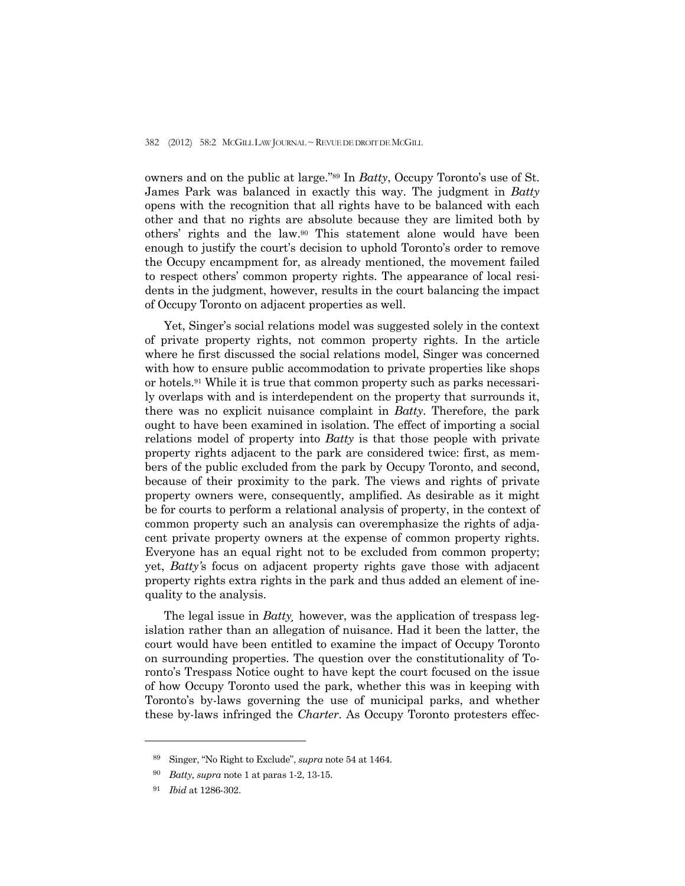owners and on the public at large."[89] In *Batty*, Occupy Toronto's use of St. James Park was balanced in exactly this way. The judgment in *Batty* opens with the recognition that all rights have to be balanced with each other and that no rights are absolute because they are limited both by others' rights and the law.[90] This statement alone would have been enough to justify the court's decision to uphold Toronto's order to remove the Occupy encampment for, as already mentioned, the movement failed to respect others' common property rights. The appearance of local residents in the judgment, however, results in the court balancing the impact of Occupy Toronto on adjacent properties as well.

Yet, Singer's social relations model was suggested solely in the context of private property rights, not common property rights. In the article where he first discussed the social relations model, Singer was concerned with how to ensure public accommodation to private properties like shops or hotels.[91] While it is true that common property such as parks necessarily overlaps with and is interdependent on the property that surrounds it, there was no explicit nuisance complaint in *Batty*. Therefore, the park ought to have been examined in isolation. The effect of importing a social relations model of property into *Batty* is that those people with private property rights adjacent to the park are considered twice: first, as members of the public excluded from the park by Occupy Toronto, and second, because of their proximity to the park. The views and rights of private property owners were, consequently, amplified. As desirable as it might be for courts to perform a relational analysis of property, in the context of common property such an analysis can overemphasize the rights of adjacent private property owners at the expense of common property rights. Everyone has an equal right not to be excluded from common property; yet, *Batty*'s focus on adjacent property rights gave those with adjacent property rights extra rights in the park and thus added an element of inequality to the analysis.

The legal issue in *Batty*, however, was the application of trespass legislation rather than an allegation of nuisance. Had it been the latter, the court would have been entitled to examine the impact of Occupy Toronto on surrounding properties. The question over the constitutionality of Toronto's Trespass Notice ought to have kept the court focused on the issue of how Occupy Toronto used the park, whether this was in keeping with Toronto's by-laws governing the use of municipal parks, and whether these by-laws infringed the *Charter*. As Occupy Toronto protesters effec-

---

[89] Singer, "No Right to Exclude", *supra* note 54 at 1464.

[90] *Batty, supra* note 1 at paras 1-2, 13-15.

[91] *Ibid* at 1286-302.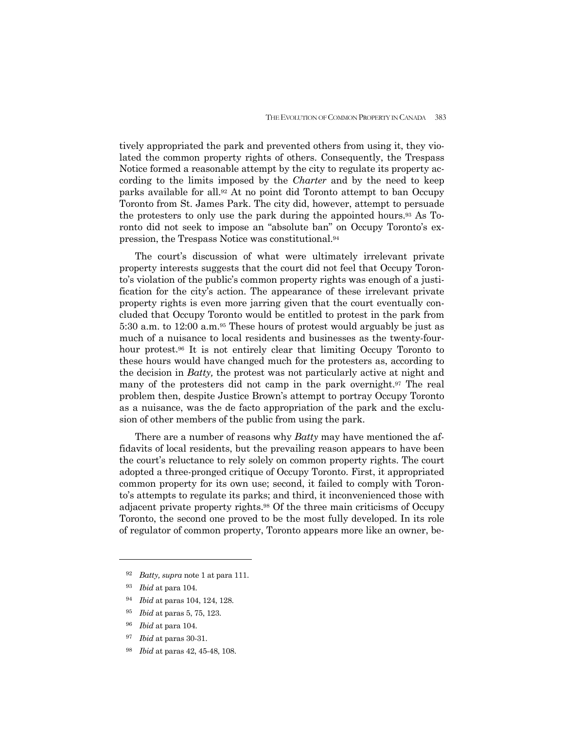tively appropriated the park and prevented others from using it, they violated the common property rights of others. Consequently, the Trespass Notice formed a reasonable attempt by the city to regulate its property according to the limits imposed by the *Charter* and by the need to keep parks available for all.[92] At no point did Toronto attempt to ban Occupy Toronto from St. James Park. The city did, however, attempt to persuade the protesters to only use the park during the appointed hours.[93] As Toronto did not seek to impose an "absolute ban" on Occupy Toronto's expression, the Trespass Notice was constitutional.[94]

The court's discussion of what were ultimately irrelevant private property interests suggests that the court did not feel that Occupy Toronto's violation of the public's common property rights was enough of a justification for the city's action. The appearance of these irrelevant private property rights is even more jarring given that the court eventually concluded that Occupy Toronto would be entitled to protest in the park from 5:30 a.m. to 12:00 a.m.[95] These hours of protest would arguably be just as much of a nuisance to local residents and businesses as the twenty-four-hour protest.[96] It is not entirely clear that limiting Occupy Toronto to these hours would have changed much for the protesters as, according to the decision in *Batty,* the protest was not particularly active at night and many of the protesters did not camp in the park overnight.[97] The real problem then, despite Justice Brown's attempt to portray Occupy Toronto as a nuisance, was the de facto appropriation of the park and the exclusion of other members of the public from using the park.

There are a number of reasons why *Batty* may have mentioned the affidavits of local residents, but the prevailing reason appears to have been the court's reluctance to rely solely on common property rights. The court adopted a three-pronged critique of Occupy Toronto. First, it appropriated common property for its own use; second, it failed to comply with Toronto's attempts to regulate its parks; and third, it inconvenienced those with adjacent private property rights.[98] Of the three main criticisms of Occupy Toronto, the second one proved to be the most fully developed. In its role of regulator of common property, Toronto appears more like an owner, be-

---

[92] *Batty, supra* note 1 at para 111.

[93] *Ibid* at para 104.

[94] *Ibid* at paras 104, 124, 128.

[95] *Ibid* at paras 5, 75, 123.

[96] *Ibid* at para 104.

[97] *Ibid* at paras 30-31.

[98] *Ibid* at paras 42, 45-48, 108.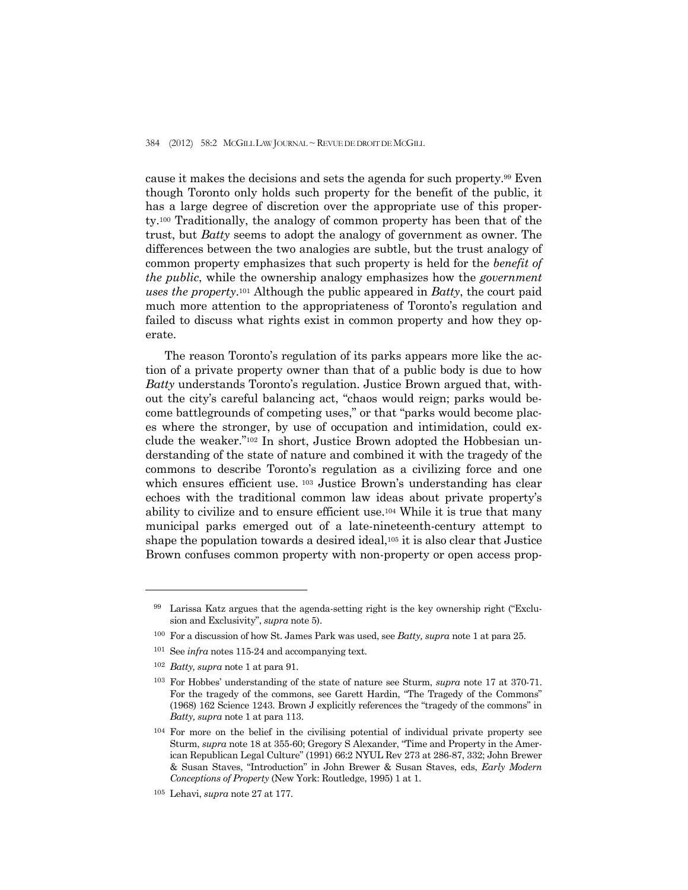cause it makes the decisions and sets the agenda for such property.[99] Even though Toronto only holds such property for the benefit of the public, it has a large degree of discretion over the appropriate use of this property.[100] Traditionally, the analogy of common property has been that of the trust, but *Batty* seems to adopt the analogy of government as owner. The differences between the two analogies are subtle, but the trust analogy of common property emphasizes that such property is held for the *benefit of the public*, while the ownership analogy emphasizes how the *government uses the property*.[101] Although the public appeared in *Batty*, the court paid much more attention to the appropriateness of Toronto's regulation and failed to discuss what rights exist in common property and how they operate.

The reason Toronto's regulation of its parks appears more like the action of a private property owner than that of a public body is due to how *Batty* understands Toronto's regulation. Justice Brown argued that, without the city's careful balancing act, "chaos would reign; parks would become battlegrounds of competing uses," or that "parks would become places where the stronger, by use of occupation and intimidation, could exclude the weaker."[102] In short, Justice Brown adopted the Hobbesian understanding of the state of nature and combined it with the tragedy of the commons to describe Toronto's regulation as a civilizing force and one which ensures efficient use.[103] Justice Brown's understanding has clear echoes with the traditional common law ideas about private property's ability to civilize and to ensure efficient use.[104] While it is true that many municipal parks emerged out of a late-nineteenth-century attempt to shape the population towards a desired ideal,[105] it is also clear that Justice Brown confuses common property with non-property or open access prop-

---

[99] Larissa Katz argues that the agenda-setting right is the key ownership right ("Exclusion and Exclusivity", *supra* note 5).

[100] For a discussion of how St. James Park was used, see *Batty, supra* note 1 at para 25.

[101] See *infra* notes 115-24 and accompanying text.

[102] *Batty, supra* note 1 at para 91.

[103] For Hobbes' understanding of the state of nature see Sturm, *supra* note 17 at 370-71. For the tragedy of the commons, see Garett Hardin, "The Tragedy of the Commons" (1968) 162 Science 1243. Brown J explicitly references the "tragedy of the commons" in *Batty, supra* note 1 at para 113.

[104] For more on the belief in the civilising potential of individual private property see Sturm, *supra* note 18 at 355-60; Gregory S Alexander, "Time and Property in the American Republican Legal Culture" (1991) 66:2 NYUL Rev 273 at 286-87, 332; John Brewer & Susan Staves, "Introduction" in John Brewer & Susan Staves, eds, *Early Modern Conceptions of Property* (New York: Routledge, 1995) 1 at 1.

[105] Lehavi, *supra* note 27 at 177.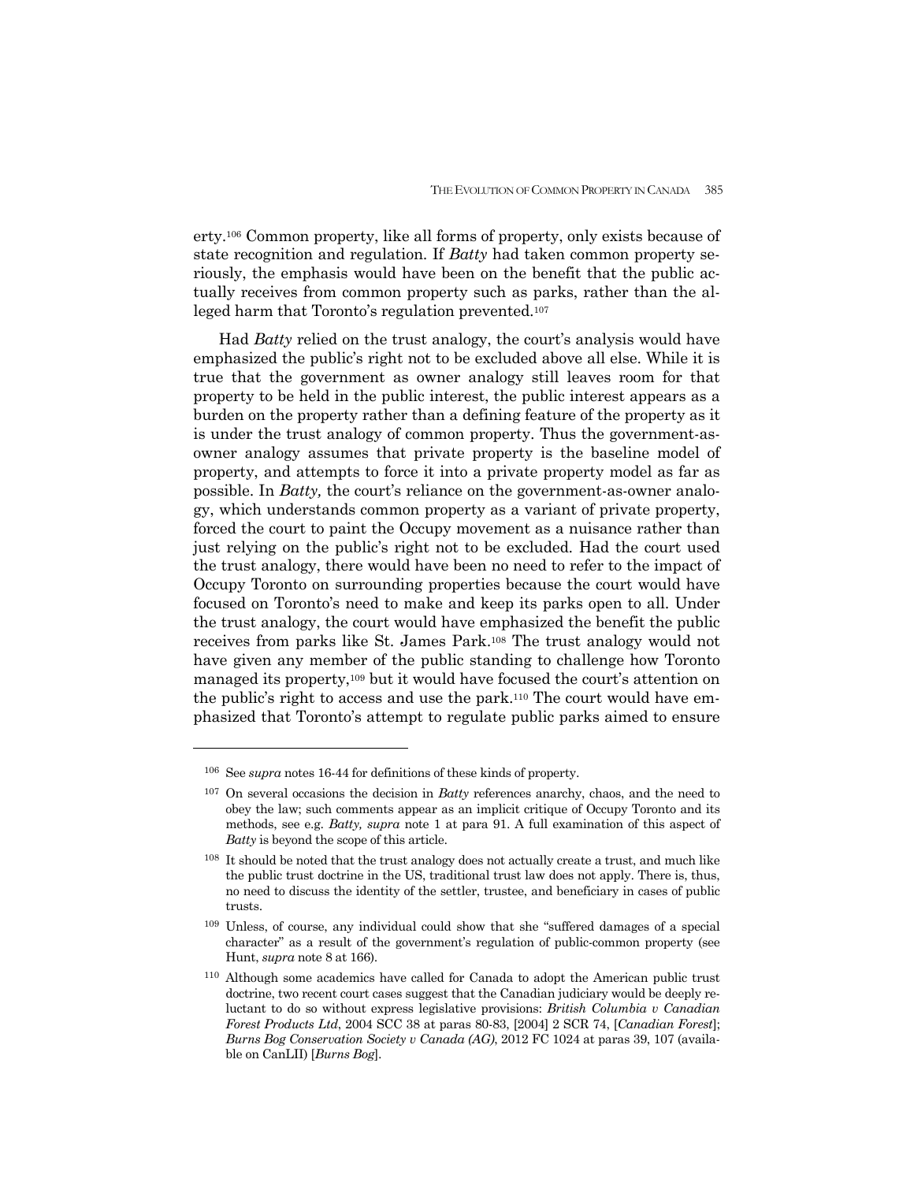erty.[106] Common property, like all forms of property, only exists because of state recognition and regulation. If *Batty* had taken common property seriously, the emphasis would have been on the benefit that the public actually receives from common property such as parks, rather than the alleged harm that Toronto's regulation prevented.[107]

Had *Batty* relied on the trust analogy, the court's analysis would have emphasized the public's right not to be excluded above all else. While it is true that the government as owner analogy still leaves room for that property to be held in the public interest, the public interest appears as a burden on the property rather than a defining feature of the property as it is under the trust analogy of common property. Thus the government-as-owner analogy assumes that private property is the baseline model of property, and attempts to force it into a private property model as far as possible. In *Batty,* the court's reliance on the government-as-owner analogy, which understands common property as a variant of private property, forced the court to paint the Occupy movement as a nuisance rather than just relying on the public's right not to be excluded. Had the court used the trust analogy, there would have been no need to refer to the impact of Occupy Toronto on surrounding properties because the court would have focused on Toronto's need to make and keep its parks open to all. Under the trust analogy, the court would have emphasized the benefit the public receives from parks like St. James Park.[108] The trust analogy would not have given any member of the public standing to challenge how Toronto managed its property,[109] but it would have focused the court's attention on the public's right to access and use the park.[110] The court would have emphasized that Toronto's attempt to regulate public parks aimed to ensure

---

[106] See *supra* notes 16-44 for definitions of these kinds of property.

[107] On several occasions the decision in *Batty* references anarchy, chaos, and the need to obey the law; such comments appear as an implicit critique of Occupy Toronto and its methods, see e.g. *Batty, supra* note 1 at para 91. A full examination of this aspect of *Batty* is beyond the scope of this article.

[108] It should be noted that the trust analogy does not actually create a trust, and much like the public trust doctrine in the US, traditional trust law does not apply. There is, thus, no need to discuss the identity of the settler, trustee, and beneficiary in cases of public trusts.

[109] Unless, of course, any individual could show that she "suffered damages of a special character" as a result of the government's regulation of public-common property (see Hunt, *supra* note 8 at 166).

[110] Although some academics have called for Canada to adopt the American public trust doctrine, two recent court cases suggest that the Canadian judiciary would be deeply reluctant to do so without express legislative provisions: *British Columbia v Canadian Forest Products Ltd*, 2004 SCC 38 at paras 80-83, [2004] 2 SCR 74, [*Canadian Forest*]; *Burns Bog Conservation Society v Canada (AG)*, 2012 FC 1024 at paras 39, 107 (available on CanLII) [*Burns Bog*].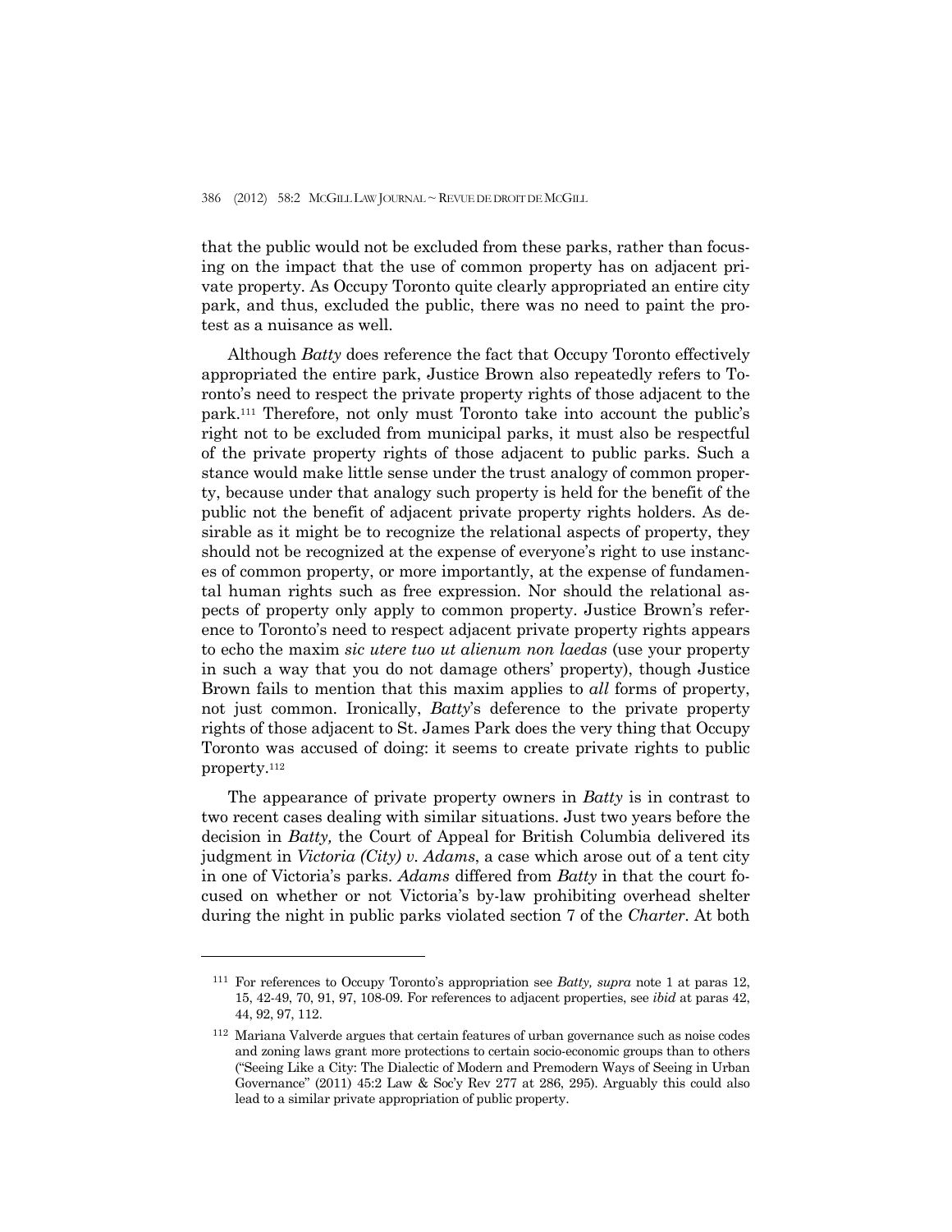that the public would not be excluded from these parks, rather than focusing on the impact that the use of common property has on adjacent private property. As Occupy Toronto quite clearly appropriated an entire city park, and thus, excluded the public, there was no need to paint the protest as a nuisance as well.

Although *Batty* does reference the fact that Occupy Toronto effectively appropriated the entire park, Justice Brown also repeatedly refers to Toronto's need to respect the private property rights of those adjacent to the park.[111] Therefore, not only must Toronto take into account the public's right not to be excluded from municipal parks, it must also be respectful of the private property rights of those adjacent to public parks. Such a stance would make little sense under the trust analogy of common property, because under that analogy such property is held for the benefit of the public not the benefit of adjacent private property rights holders. As desirable as it might be to recognize the relational aspects of property, they should not be recognized at the expense of everyone's right to use instances of common property, or more importantly, at the expense of fundamental human rights such as free expression. Nor should the relational aspects of property only apply to common property. Justice Brown's reference to Toronto's need to respect adjacent private property rights appears to echo the maxim *sic utere tuo ut alienum non laedas* (use your property in such a way that you do not damage others' property), though Justice Brown fails to mention that this maxim applies to *all* forms of property, not just common. Ironically, *Batty*'s deference to the private property rights of those adjacent to St. James Park does the very thing that Occupy Toronto was accused of doing: it seems to create private rights to public property.[112]

The appearance of private property owners in *Batty* is in contrast to two recent cases dealing with similar situations. Just two years before the decision in *Batty,* the Court of Appeal for British Columbia delivered its judgment in *Victoria (City) v. Adams*, a case which arose out of a tent city in one of Victoria's parks. *Adams* differed from *Batty* in that the court focused on whether or not Victoria's by-law prohibiting overhead shelter during the night in public parks violated section 7 of the *Charter*. At both

---

[111] For references to Occupy Toronto's appropriation see *Batty, supra* note 1 at paras 12, 15, 42-49, 70, 91, 97, 108-09. For references to adjacent properties, see *ibid* at paras 42, 44, 92, 97, 112.

[112] Mariana Valverde argues that certain features of urban governance such as noise codes and zoning laws grant more protections to certain socio-economic groups than to others ("Seeing Like a City: The Dialectic of Modern and Premodern Ways of Seeing in Urban Governance" (2011) 45:2 Law & Soc'y Rev 277 at 286, 295). Arguably this could also lead to a similar private appropriation of public property.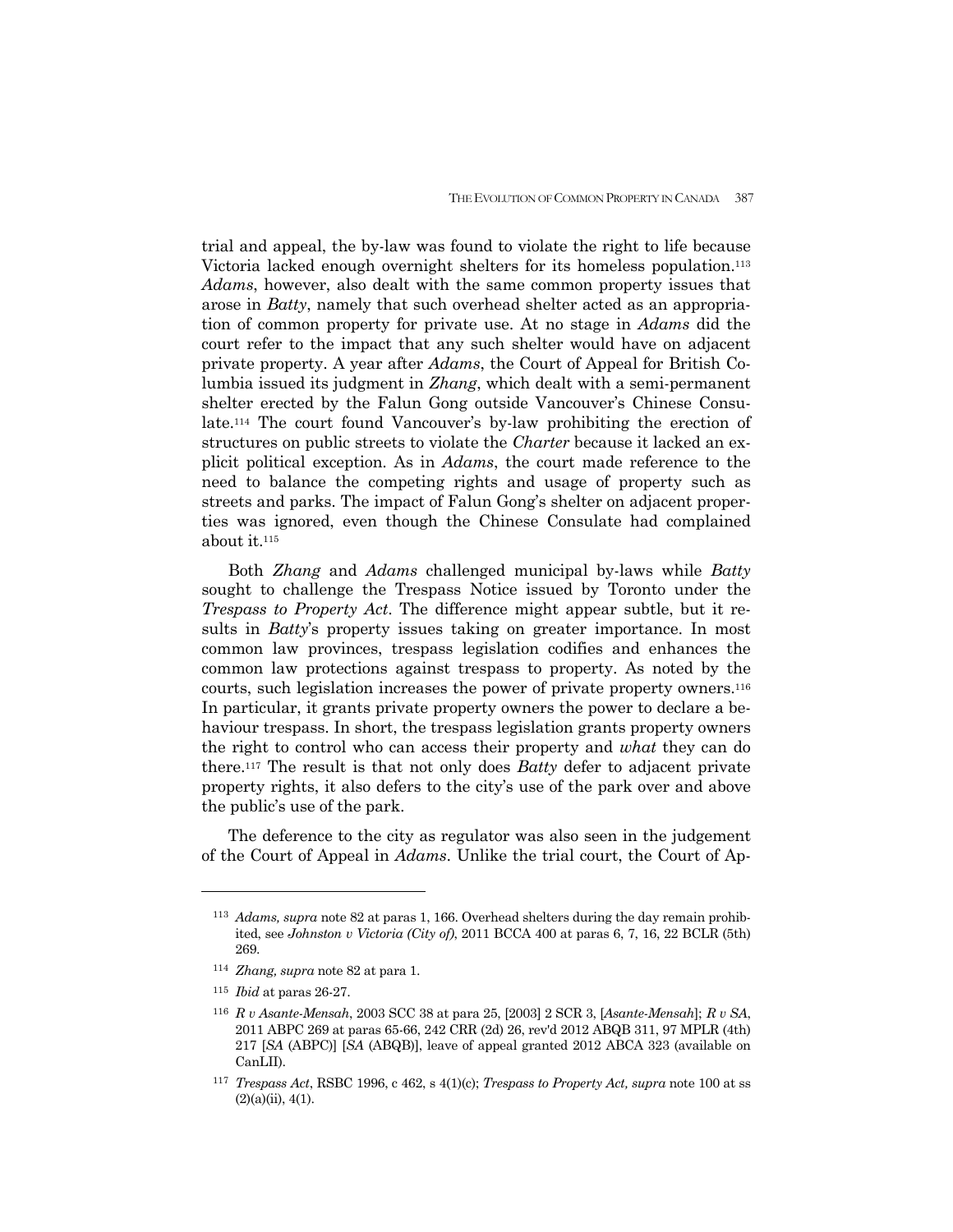trial and appeal, the by-law was found to violate the right to life because Victoria lacked enough overnight shelters for its homeless population.[113] *Adams*, however, also dealt with the same common property issues that arose in *Batty*, namely that such overhead shelter acted as an appropriation of common property for private use. At no stage in *Adams* did the court refer to the impact that any such shelter would have on adjacent private property. A year after *Adams*, the Court of Appeal for British Columbia issued its judgment in *Zhang*, which dealt with a semi-permanent shelter erected by the Falun Gong outside Vancouver's Chinese Consulate.[114] The court found Vancouver's by-law prohibiting the erection of structures on public streets to violate the *Charter* because it lacked an explicit political exception. As in *Adams*, the court made reference to the need to balance the competing rights and usage of property such as streets and parks. The impact of Falun Gong's shelter on adjacent properties was ignored, even though the Chinese Consulate had complained about it.[115]

Both *Zhang* and *Adams* challenged municipal by-laws while *Batty* sought to challenge the Trespass Notice issued by Toronto under the *Trespass to Property Act*. The difference might appear subtle, but it results in *Batty*'s property issues taking on greater importance. In most common law provinces, trespass legislation codifies and enhances the common law protections against trespass to property. As noted by the courts, such legislation increases the power of private property owners.[116] In particular, it grants private property owners the power to declare a behaviour trespass. In short, the trespass legislation grants property owners the right to control who can access their property and *what* they can do there.[117] The result is that not only does *Batty* defer to adjacent private property rights, it also defers to the city's use of the park over and above the public's use of the park.

The deference to the city as regulator was also seen in the judgement of the Court of Appeal in *Adams*. Unlike the trial court, the Court of Ap-

---

113 *Adams, supra* note 82 at paras 1, 166. Overhead shelters during the day remain prohibited, see *Johnston v Victoria (City of)*, 2011 BCCA 400 at paras 6, 7, 16, 22 BCLR (5th) 269.

114 *Zhang, supra* note 82 at para 1.

115 *Ibid* at paras 26-27.

116 *R v Asante-Mensah*, 2003 SCC 38 at para 25, [2003] 2 SCR 3, [*Asante-Mensah*]; *R v SA*, 2011 ABPC 269 at paras 65-66, 242 CRR (2d) 26, rev'd 2012 ABQB 311, 97 MPLR (4th) 217 [*SA* (ABPC)] [*SA* (ABQB)], leave of appeal granted 2012 ABCA 323 (available on CanLII).

117 *Trespass Act*, RSBC 1996, c 462, s 4(1)(c); *Trespass to Property Act, supra* note 100 at ss (2)(a)(ii), 4(1).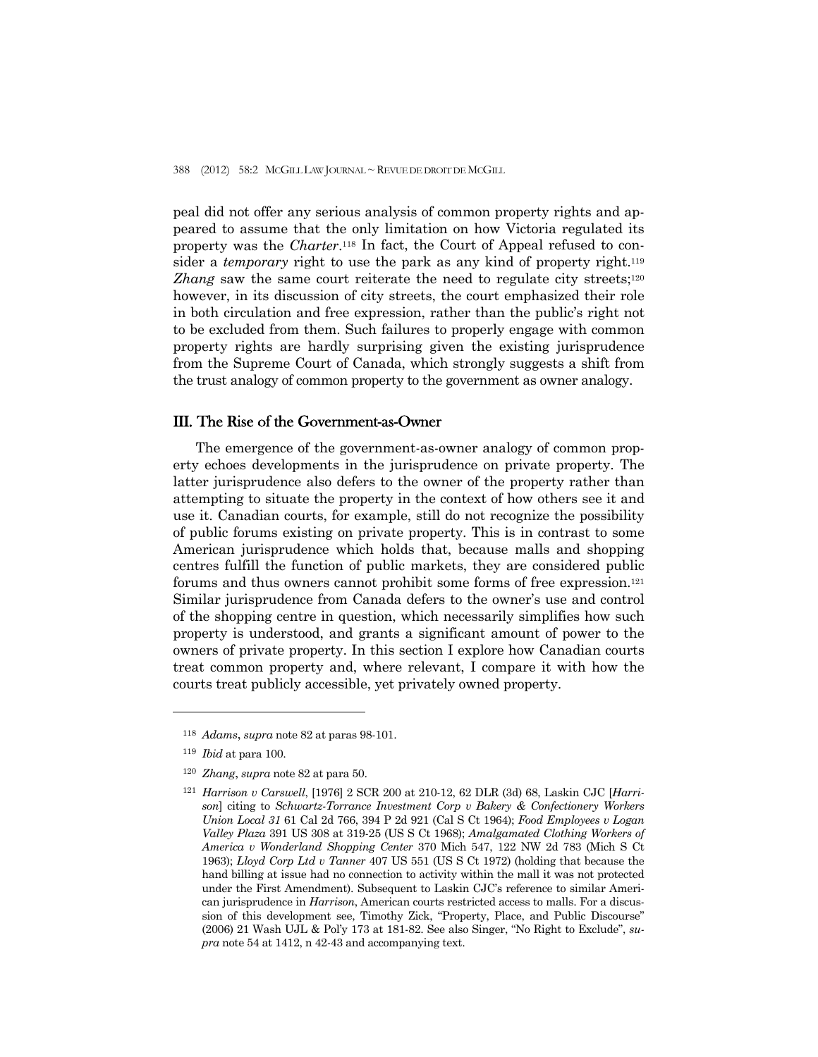peal did not offer any serious analysis of common property rights and appeared to assume that the only limitation on how Victoria regulated its property was the *Charter*.[118] In fact, the Court of Appeal refused to consider a *temporary* right to use the park as any kind of property right.[119] *Zhang* saw the same court reiterate the need to regulate city streets;[120] however, in its discussion of city streets, the court emphasized their role in both circulation and free expression, rather than the public's right not to be excluded from them. Such failures to properly engage with common property rights are hardly surprising given the existing jurisprudence from the Supreme Court of Canada, which strongly suggests a shift from the trust analogy of common property to the government as owner analogy.

## III. The Rise of the Government-as-Owner

The emergence of the government-as-owner analogy of common property echoes developments in the jurisprudence on private property. The latter jurisprudence also defers to the owner of the property rather than attempting to situate the property in the context of how others see it and use it. Canadian courts, for example, still do not recognize the possibility of public forums existing on private property. This is in contrast to some American jurisprudence which holds that, because malls and shopping centres fulfill the function of public markets, they are considered public forums and thus owners cannot prohibit some forms of free expression.[121] Similar jurisprudence from Canada defers to the owner's use and control of the shopping centre in question, which necessarily simplifies how such property is understood, and grants a significant amount of power to the owners of private property. In this section I explore how Canadian courts treat common property and, where relevant, I compare it with how the courts treat publicly accessible, yet privately owned property.

---

[118] *Adams*, *supra* note 82 at paras 98-101.

[119] *Ibid* at para 100.

[120] *Zhang*, *supra* note 82 at para 50.

[121] *Harrison v Carswell*, [1976] 2 SCR 200 at 210-12, 62 DLR (3d) 68, Laskin CJC [*Harrison*] citing to *Schwartz-Torrance Investment Corp v Bakery & Confectionery Workers Union Local 31* 61 Cal 2d 766, 394 P 2d 921 (Cal S Ct 1964); *Food Employees v Logan Valley Plaza* 391 US 308 at 319-25 (US S Ct 1968); *Amalgamated Clothing Workers of America v Wonderland Shopping Center* 370 Mich 547, 122 NW 2d 783 (Mich S Ct 1963); *Lloyd Corp Ltd v Tanner* 407 US 551 (US S Ct 1972) (holding that because the hand billing at issue had no connection to activity within the mall it was not protected under the First Amendment). Subsequent to Laskin CJC's reference to similar American jurisprudence in *Harrison*, American courts restricted access to malls. For a discussion of this development see, Timothy Zick, "Property, Place, and Public Discourse" (2006) 21 Wash UJL & Pol'y 173 at 181-82. See also Singer, "No Right to Exclude", *supra* note 54 at 1412, n 42-43 and accompanying text.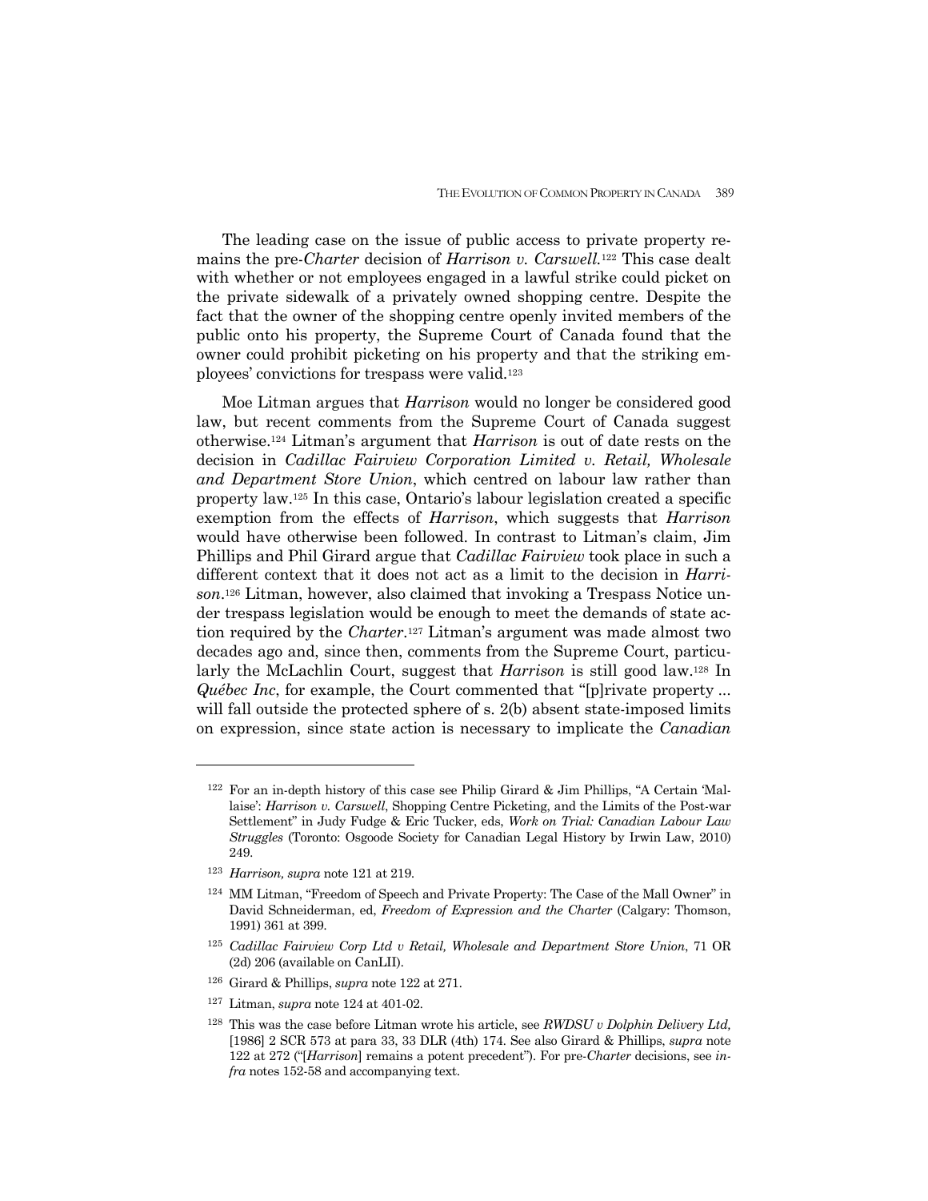The leading case on the issue of public access to private property remains the pre-*Charter* decision of *Harrison v. Carswell*.[122] This case dealt with whether or not employees engaged in a lawful strike could picket on the private sidewalk of a privately owned shopping centre. Despite the fact that the owner of the shopping centre openly invited members of the public onto his property, the Supreme Court of Canada found that the owner could prohibit picketing on his property and that the striking employees' convictions for trespass were valid.[123]

Moe Litman argues that *Harrison* would no longer be considered good law, but recent comments from the Supreme Court of Canada suggest otherwise.[124] Litman's argument that *Harrison* is out of date rests on the decision in *Cadillac Fairview Corporation Limited v. Retail, Wholesale and Department Store Union*, which centred on labour law rather than property law.[125] In this case, Ontario's labour legislation created a specific exemption from the effects of *Harrison*, which suggests that *Harrison* would have otherwise been followed. In contrast to Litman's claim, Jim Phillips and Phil Girard argue that *Cadillac Fairview* took place in such a different context that it does not act as a limit to the decision in *Harrison*.[126] Litman, however, also claimed that invoking a Trespass Notice under trespass legislation would be enough to meet the demands of state action required by the *Charter*.[127] Litman's argument was made almost two decades ago and, since then, comments from the Supreme Court, particularly the McLachlin Court, suggest that *Harrison* is still good law.[128] In *Québec Inc*, for example, the Court commented that "[p]rivate property ... will fall outside the protected sphere of s. 2(b) absent state-imposed limits on expression, since state action is necessary to implicate the *Canadian*

---

[122] For an in-depth history of this case see Philip Girard & Jim Phillips, "A Certain 'Mallaise': *Harrison v. Carswell*, Shopping Centre Picketing, and the Limits of the Post-war Settlement" in Judy Fudge & Eric Tucker, eds, *Work on Trial: Canadian Labour Law Struggles* (Toronto: Osgoode Society for Canadian Legal History by Irwin Law, 2010) 249.

[123] *Harrison, supra* note 121 at 219.

[124] MM Litman, "Freedom of Speech and Private Property: The Case of the Mall Owner" in David Schneiderman, ed, *Freedom of Expression and the Charter* (Calgary: Thomson, 1991) 361 at 399.

[125] *Cadillac Fairview Corp Ltd v Retail, Wholesale and Department Store Union*, 71 OR (2d) 206 (available on CanLII).

[126] Girard & Phillips, *supra* note 122 at 271.

[127] Litman, *supra* note 124 at 401-02.

[128] This was the case before Litman wrote his article, see *RWDSU v Dolphin Delivery Ltd,* [1986] 2 SCR 573 at para 33, 33 DLR (4th) 174. See also Girard & Phillips, *supra* note 122 at 272 ("[*Harrison*] remains a potent precedent"). For pre-*Charter* decisions, see *infra* notes 152-58 and accompanying text.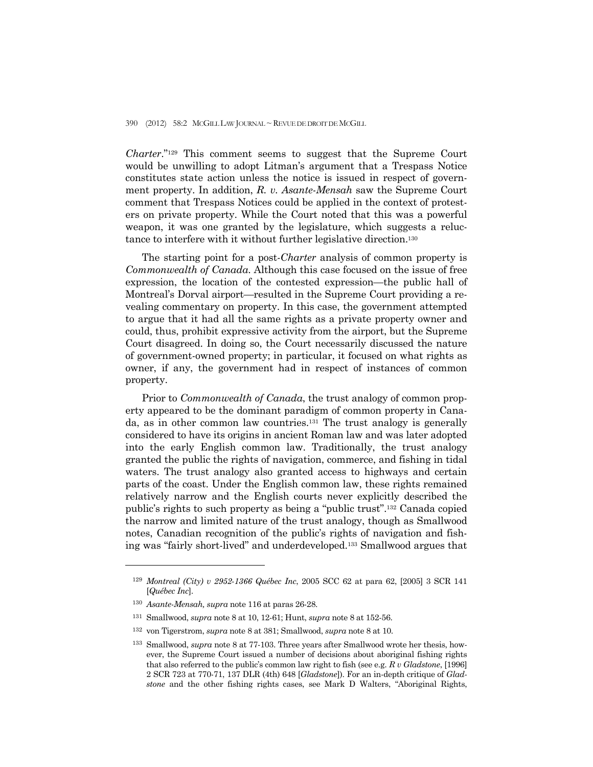*Charter*."[129] This comment seems to suggest that the Supreme Court would be unwilling to adopt Litman's argument that a Trespass Notice constitutes state action unless the notice is issued in respect of government property. In addition, *R. v. Asante-Mensah* saw the Supreme Court comment that Trespass Notices could be applied in the context of protesters on private property. While the Court noted that this was a powerful weapon, it was one granted by the legislature, which suggests a reluctance to interfere with it without further legislative direction.[130]

The starting point for a post-*Charter* analysis of common property is *Commonwealth of Canada*. Although this case focused on the issue of free expression, the location of the contested expression—the public hall of Montreal's Dorval airport—resulted in the Supreme Court providing a revealing commentary on property. In this case, the government attempted to argue that it had all the same rights as a private property owner and could, thus, prohibit expressive activity from the airport, but the Supreme Court disagreed. In doing so, the Court necessarily discussed the nature of government-owned property; in particular, it focused on what rights as owner, if any, the government had in respect of instances of common property.

Prior to *Commonwealth of Canada*, the trust analogy of common property appeared to be the dominant paradigm of common property in Canada, as in other common law countries.[131] The trust analogy is generally considered to have its origins in ancient Roman law and was later adopted into the early English common law. Traditionally, the trust analogy granted the public the rights of navigation, commerce, and fishing in tidal waters. The trust analogy also granted access to highways and certain parts of the coast. Under the English common law, these rights remained relatively narrow and the English courts never explicitly described the public's rights to such property as being a "public trust".[132] Canada copied the narrow and limited nature of the trust analogy, though as Smallwood notes, Canadian recognition of the public's rights of navigation and fishing was "fairly short-lived" and underdeveloped.[133] Smallwood argues that

---

[129] *Montreal (City) v 2952-1366 Québec Inc*, 2005 SCC 62 at para 62, [2005] 3 SCR 141 [*Québec Inc*].

[130] *Asante-Mensah, supra* note 116 at paras 26-28.

[131] Smallwood, *supra* note 8 at 10, 12-61; Hunt, *supra* note 8 at 152-56.

[132] von Tigerstrom, *supra* note 8 at 381; Smallwood, *supra* note 8 at 10.

[133] Smallwood, *supra* note 8 at 77-103. Three years after Smallwood wrote her thesis, however, the Supreme Court issued a number of decisions about aboriginal fishing rights that also referred to the public's common law right to fish (see e.g. *R v Gladstone*, [1996] 2 SCR 723 at 770-71, 137 DLR (4th) 648 [*Gladstone*]). For an in-depth critique of *Gladstone* and the other fishing rights cases, see Mark D Walters, "Aboriginal Rights,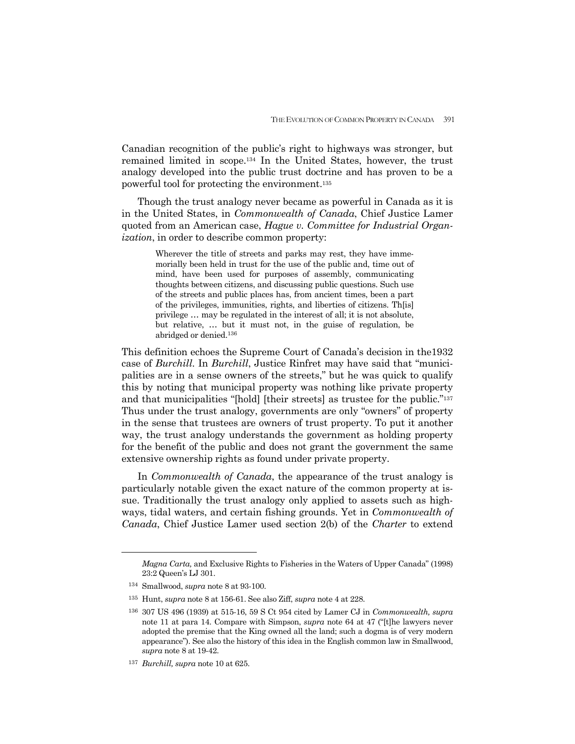Canadian recognition of the public's right to highways was stronger, but remained limited in scope.[134] In the United States, however, the trust analogy developed into the public trust doctrine and has proven to be a powerful tool for protecting the environment.[135]

Though the trust analogy never became as powerful in Canada as it is in the United States, in *Commonwealth of Canada*, Chief Justice Lamer quoted from an American case, *Hague v. Committee for Industrial Organization*, in order to describe common property:

> Wherever the title of streets and parks may rest, they have immemorially been held in trust for the use of the public and, time out of mind, have been used for purposes of assembly, communicating thoughts between citizens, and discussing public questions. Such use of the streets and public places has, from ancient times, been a part of the privileges, immunities, rights, and liberties of citizens. Th[is] privilege … may be regulated in the interest of all; it is not absolute, but relative, … but it must not, in the guise of regulation, be abridged or denied.[136]

This definition echoes the Supreme Court of Canada's decision in the1932 case of *Burchill*. In *Burchill*, Justice Rinfret may have said that "municipalities are in a sense owners of the streets," but he was quick to qualify this by noting that municipal property was nothing like private property and that municipalities "[hold] [their streets] as trustee for the public."[137] Thus under the trust analogy, governments are only "owners" of property in the sense that trustees are owners of trust property. To put it another way, the trust analogy understands the government as holding property for the benefit of the public and does not grant the government the same extensive ownership rights as found under private property.

In *Commonwealth of Canada*, the appearance of the trust analogy is particularly notable given the exact nature of the common property at issue. Traditionally the trust analogy only applied to assets such as highways, tidal waters, and certain fishing grounds. Yet in *Commonwealth of Canada*, Chief Justice Lamer used section 2(b) of the *Charter* to extend

---

*Magna Carta,* and Exclusive Rights to Fisheries in the Waters of Upper Canada" (1998) 23:2 Queen's LJ 301.

[134] Smallwood, *supra* note 8 at 93-100.

[135] Hunt, *supra* note 8 at 156-61. See also Ziff, *supra* note 4 at 228.

[136] 307 US 496 (1939) at 515-16, 59 S Ct 954 cited by Lamer CJ in *Commonwealth, supra* note 11 at para 14. Compare with Simpson, *supra* note 64 at 47 ("[t]he lawyers never adopted the premise that the King owned all the land; such a dogma is of very modern appearance"). See also the history of this idea in the English common law in Smallwood, *supra* note 8 at 19-42.

[137] *Burchill, supra* note 10 at 625.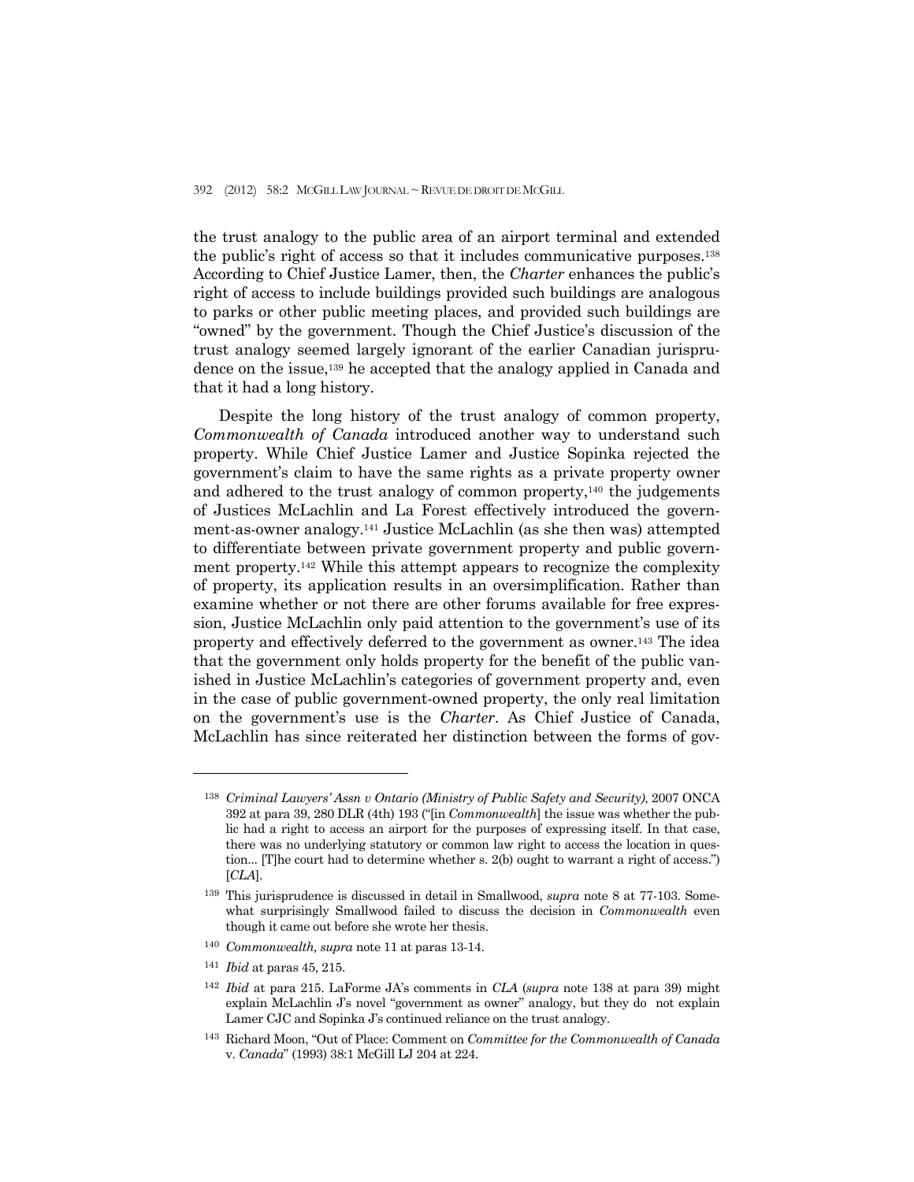the trust analogy to the public area of an airport terminal and extended the public's right of access so that it includes communicative purposes.[138] According to Chief Justice Lamer, then, the *Charter* enhances the public's right of access to include buildings provided such buildings are analogous to parks or other public meeting places, and provided such buildings are "owned" by the government. Though the Chief Justice's discussion of the trust analogy seemed largely ignorant of the earlier Canadian jurisprudence on the issue,[139] he accepted that the analogy applied in Canada and that it had a long history.

Despite the long history of the trust analogy of common property, *Commonwealth of Canada* introduced another way to understand such property. While Chief Justice Lamer and Justice Sopinka rejected the government's claim to have the same rights as a private property owner and adhered to the trust analogy of common property,[140] the judgements of Justices McLachlin and La Forest effectively introduced the government-as-owner analogy.[141] Justice McLachlin (as she then was) attempted to differentiate between private government property and public government property.[142] While this attempt appears to recognize the complexity of property, its application results in an oversimplification. Rather than examine whether or not there are other forums available for free expression, Justice McLachlin only paid attention to the government's use of its property and effectively deferred to the government as owner.[143] The idea that the government only holds property for the benefit of the public vanished in Justice McLachlin's categories of government property and, even in the case of public government-owned property, the only real limitation on the government's use is the *Charter*. As Chief Justice of Canada, McLachlin has since reiterated her distinction between the forms of gov-

---

[138] *Criminal Lawyers' Assn v Ontario (Ministry of Public Safety and Security)*, 2007 ONCA 392 at para 39, 280 DLR (4th) 193 ("[in *Commonwealth*] the issue was whether the public had a right to access an airport for the purposes of expressing itself. In that case, there was no underlying statutory or common law right to access the location in question... [T]he court had to determine whether s. 2(b) ought to warrant a right of access.") [*CLA*].

[139] This jurisprudence is discussed in detail in Smallwood, *supra* note 8 at 77-103. Somewhat surprisingly Smallwood failed to discuss the decision in *Commonwealth* even though it came out before she wrote her thesis.

[140] *Commonwealth, supra* note 11 at paras 13-14.

[141] *Ibid* at paras 45, 215.

[142] *Ibid* at para 215. LaForme JA's comments in *CLA* (*supra* note 138 at para 39) might explain McLachlin J's novel "government as owner" analogy, but they do not explain Lamer CJC and Sopinka J's continued reliance on the trust analogy.

[143] Richard Moon, "Out of Place: Comment on *Committee for the Commonwealth of Canada* v. *Canada*" (1993) 38:1 McGill LJ 204 at 224.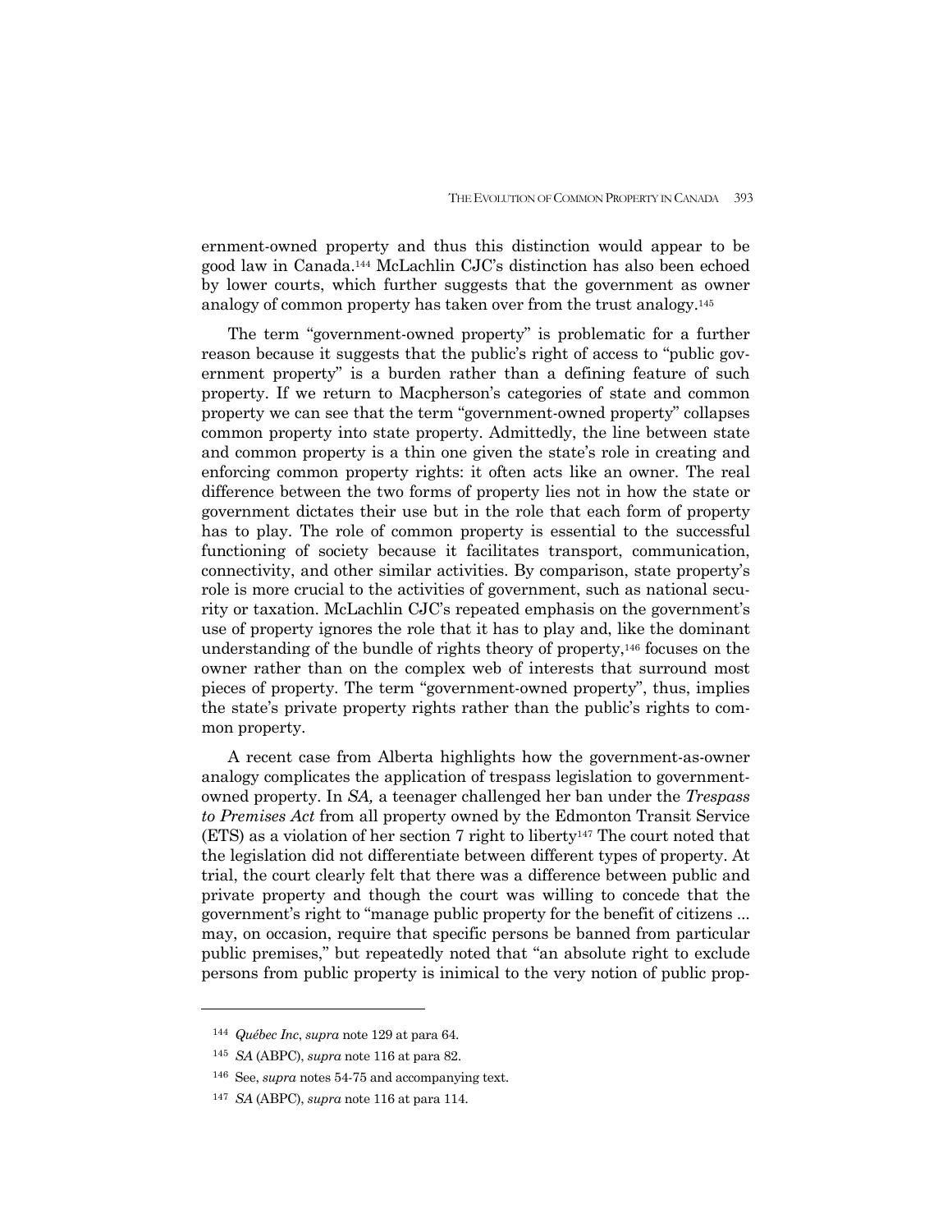ernment-owned property and thus this distinction would appear to be good law in Canada.[144] McLachlin CJC's distinction has also been echoed by lower courts, which further suggests that the government as owner analogy of common property has taken over from the trust analogy.[145]

The term "government-owned property" is problematic for a further reason because it suggests that the public's right of access to "public government property" is a burden rather than a defining feature of such property. If we return to Macpherson's categories of state and common property we can see that the term "government-owned property" collapses common property into state property. Admittedly, the line between state and common property is a thin one given the state's role in creating and enforcing common property rights: it often acts like an owner. The real difference between the two forms of property lies not in how the state or government dictates their use but in the role that each form of property has to play. The role of common property is essential to the successful functioning of society because it facilitates transport, communication, connectivity, and other similar activities. By comparison, state property's role is more crucial to the activities of government, such as national security or taxation. McLachlin CJC's repeated emphasis on the government's use of property ignores the role that it has to play and, like the dominant understanding of the bundle of rights theory of property,[146] focuses on the owner rather than on the complex web of interests that surround most pieces of property. The term "government-owned property", thus, implies the state's private property rights rather than the public's rights to common property.

A recent case from Alberta highlights how the government-as-owner analogy complicates the application of trespass legislation to government-owned property. In *SA,* a teenager challenged her ban under the *Trespass to Premises Act* from all property owned by the Edmonton Transit Service (ETS) as a violation of her section 7 right to liberty[147] The court noted that the legislation did not differentiate between different types of property. At trial, the court clearly felt that there was a difference between public and private property and though the court was willing to concede that the government's right to "manage public property for the benefit of citizens ... may, on occasion, require that specific persons be banned from particular public premises," but repeatedly noted that "an absolute right to exclude persons from public property is inimical to the very notion of public prop-

---

[144] *Québec Inc*, *supra* note 129 at para 64.

[145] *SA* (ABPC), *supra* note 116 at para 82.

[146] See, *supra* notes 54-75 and accompanying text.

[147] *SA* (ABPC), *supra* note 116 at para 114.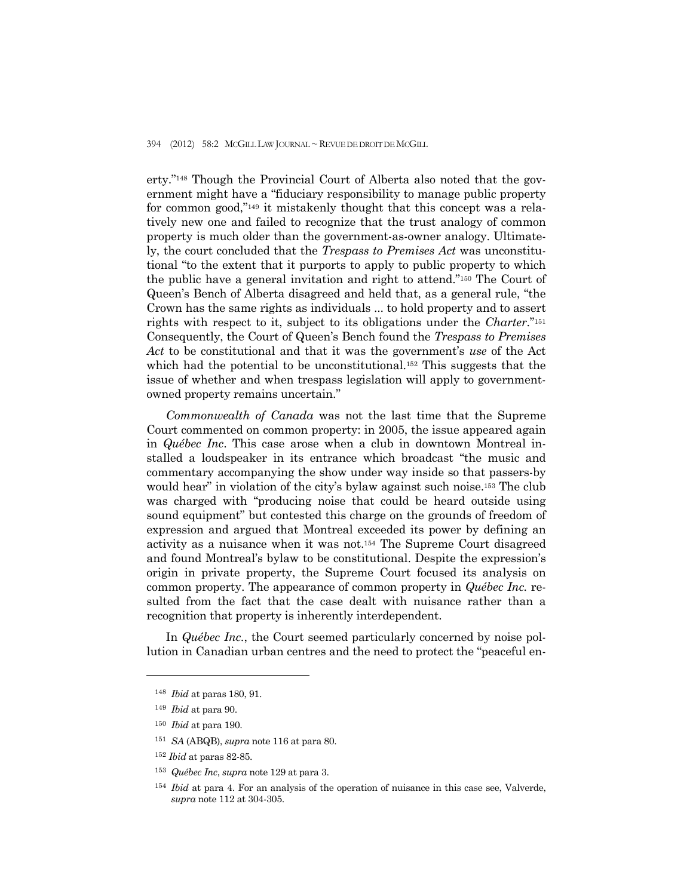erty."[148] Though the Provincial Court of Alberta also noted that the government might have a "fiduciary responsibility to manage public property for common good,"[149] it mistakenly thought that this concept was a relatively new one and failed to recognize that the trust analogy of common property is much older than the government-as-owner analogy. Ultimately, the court concluded that the *Trespass to Premises Act* was unconstitutional "to the extent that it purports to apply to public property to which the public have a general invitation and right to attend."[150] The Court of Queen's Bench of Alberta disagreed and held that, as a general rule, "the Crown has the same rights as individuals ... to hold property and to assert rights with respect to it, subject to its obligations under the *Charter*."[151] Consequently, the Court of Queen's Bench found the *Trespass to Premises Act* to be constitutional and that it was the government's *use* of the Act which had the potential to be unconstitutional.[152] This suggests that the issue of whether and when trespass legislation will apply to government-owned property remains uncertain."

*Commonwealth of Canada* was not the last time that the Supreme Court commented on common property: in 2005, the issue appeared again in *Québec Inc*. This case arose when a club in downtown Montreal installed a loudspeaker in its entrance which broadcast "the music and commentary accompanying the show under way inside so that passers-by would hear" in violation of the city's bylaw against such noise.[153] The club was charged with "producing noise that could be heard outside using sound equipment" but contested this charge on the grounds of freedom of expression and argued that Montreal exceeded its power by defining an activity as a nuisance when it was not.[154] The Supreme Court disagreed and found Montreal's bylaw to be constitutional. Despite the expression's origin in private property, the Supreme Court focused its analysis on common property. The appearance of common property in *Québec Inc.* resulted from the fact that the case dealt with nuisance rather than a recognition that property is inherently interdependent.

In *Québec Inc.*, the Court seemed particularly concerned by noise pollution in Canadian urban centres and the need to protect the "peaceful en-

---

148 *Ibid* at paras 180, 91.

149 *Ibid* at para 90.

150 *Ibid* at para 190.

151 *SA* (ABQB), *supra* note 116 at para 80.

152 *Ibid* at paras 82-85.

153 *Québec Inc*, *supra* note 129 at para 3.

154 *Ibid* at para 4. For an analysis of the operation of nuisance in this case see, Valverde, *supra* note 112 at 304-305.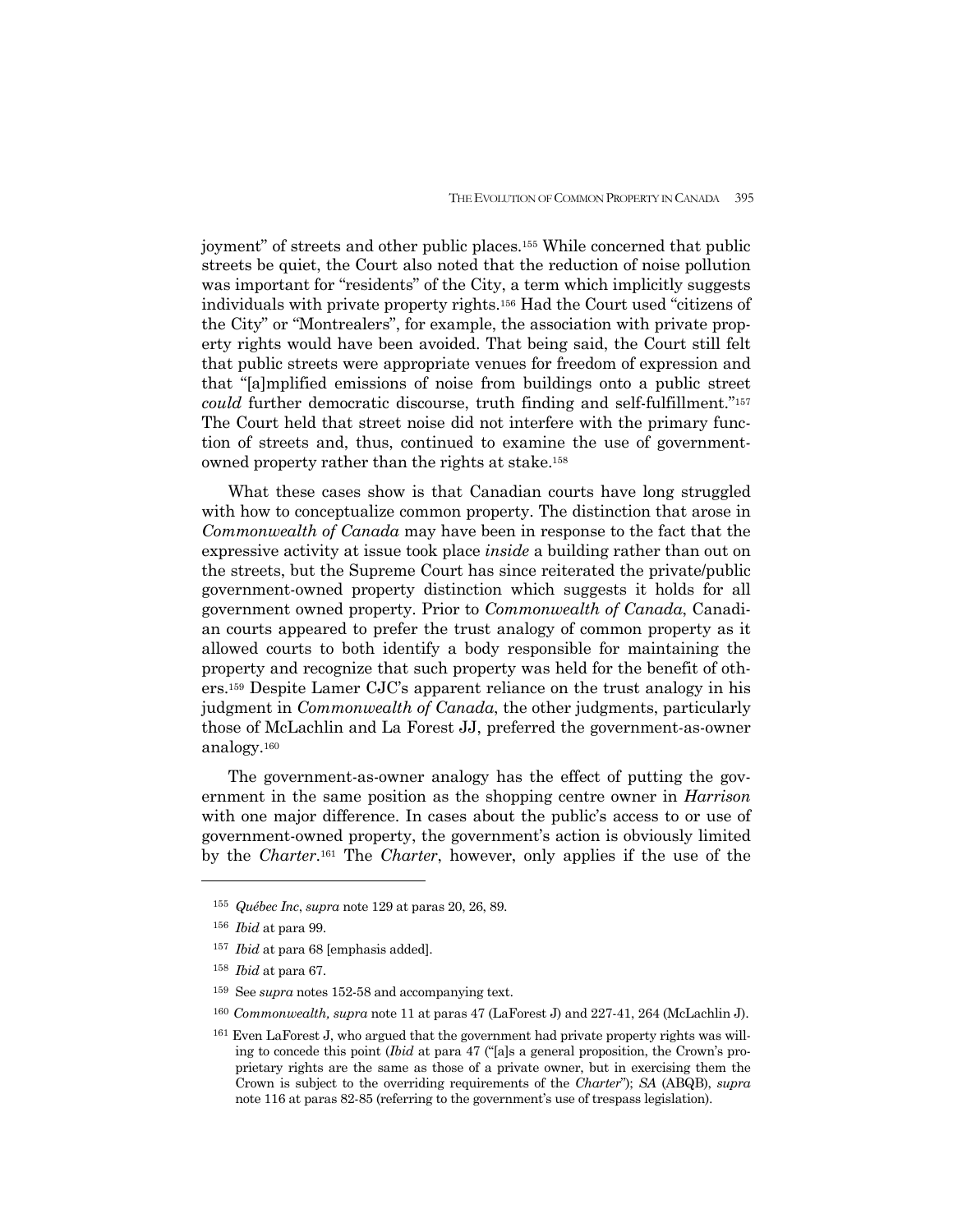joyment" of streets and other public places.[155] While concerned that public streets be quiet, the Court also noted that the reduction of noise pollution was important for "residents" of the City, a term which implicitly suggests individuals with private property rights.[156] Had the Court used "citizens of the City" or "Montrealers", for example, the association with private property rights would have been avoided. That being said, the Court still felt that public streets were appropriate venues for freedom of expression and that "[a]mplified emissions of noise from buildings onto a public street *could* further democratic discourse, truth finding and self-fulfillment."[157] The Court held that street noise did not interfere with the primary function of streets and, thus, continued to examine the use of government-owned property rather than the rights at stake.[158]

What these cases show is that Canadian courts have long struggled with how to conceptualize common property. The distinction that arose in *Commonwealth of Canada* may have been in response to the fact that the expressive activity at issue took place *inside* a building rather than out on the streets, but the Supreme Court has since reiterated the private/public government-owned property distinction which suggests it holds for all government owned property. Prior to *Commonwealth of Canada*, Canadian courts appeared to prefer the trust analogy of common property as it allowed courts to both identify a body responsible for maintaining the property and recognize that such property was held for the benefit of others.[159] Despite Lamer CJC's apparent reliance on the trust analogy in his judgment in *Commonwealth of Canada*, the other judgments, particularly those of McLachlin and La Forest JJ, preferred the government-as-owner analogy.[160]

The government-as-owner analogy has the effect of putting the government in the same position as the shopping centre owner in *Harrison* with one major difference. In cases about the public's access to or use of government-owned property, the government's action is obviously limited by the *Charter*.[161] The *Charter*, however, only applies if the use of the

---

[155] *Québec Inc*, *supra* note 129 at paras 20, 26, 89.

[156] *Ibid* at para 99.

[157] *Ibid* at para 68 [emphasis added].

[158] *Ibid* at para 67.

[159] See *supra* notes 152-58 and accompanying text.

[160] *Commonwealth, supra* note 11 at paras 47 (LaForest J) and 227-41, 264 (McLachlin J).

[161] Even LaForest J, who argued that the government had private property rights was willing to concede this point (*Ibid* at para 47 ("[a]s a general proposition, the Crown's proprietary rights are the same as those of a private owner, but in exercising them the Crown is subject to the overriding requirements of the *Charter*"); *SA* (ABQB), *supra* note 116 at paras 82-85 (referring to the government's use of trespass legislation).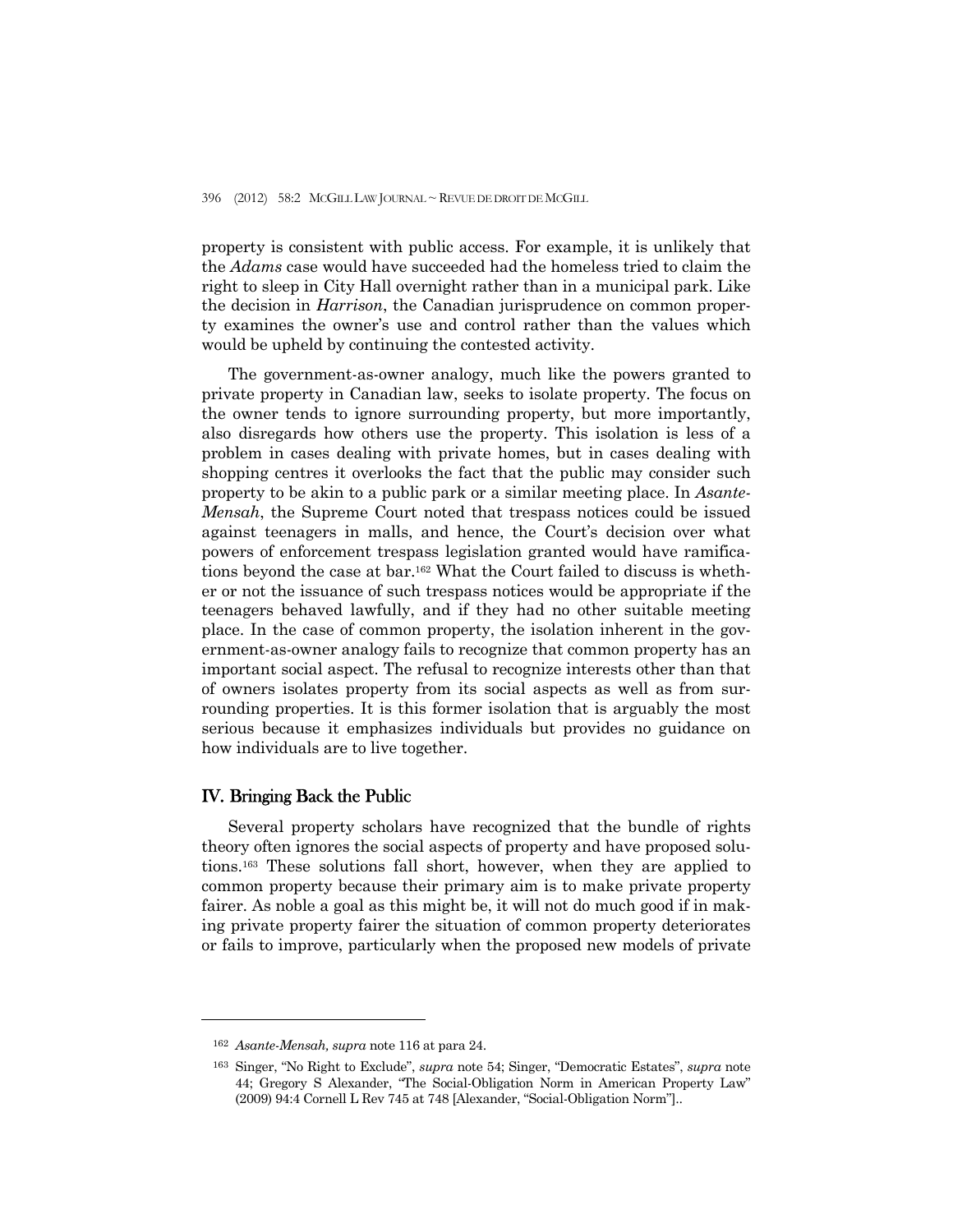property is consistent with public access. For example, it is unlikely that the *Adams* case would have succeeded had the homeless tried to claim the right to sleep in City Hall overnight rather than in a municipal park. Like the decision in *Harrison*, the Canadian jurisprudence on common property examines the owner's use and control rather than the values which would be upheld by continuing the contested activity.

The government-as-owner analogy, much like the powers granted to private property in Canadian law, seeks to isolate property. The focus on the owner tends to ignore surrounding property, but more importantly, also disregards how others use the property. This isolation is less of a problem in cases dealing with private homes, but in cases dealing with shopping centres it overlooks the fact that the public may consider such property to be akin to a public park or a similar meeting place. In *Asante-Mensah*, the Supreme Court noted that trespass notices could be issued against teenagers in malls, and hence, the Court's decision over what powers of enforcement trespass legislation granted would have ramifications beyond the case at bar.[162] What the Court failed to discuss is whether or not the issuance of such trespass notices would be appropriate if the teenagers behaved lawfully, and if they had no other suitable meeting place. In the case of common property, the isolation inherent in the government-as-owner analogy fails to recognize that common property has an important social aspect. The refusal to recognize interests other than that of owners isolates property from its social aspects as well as from surrounding properties. It is this former isolation that is arguably the most serious because it emphasizes individuals but provides no guidance on how individuals are to live together.

## IV. Bringing Back the Public

Several property scholars have recognized that the bundle of rights theory often ignores the social aspects of property and have proposed solutions.[163] These solutions fall short, however, when they are applied to common property because their primary aim is to make private property fairer. As noble a goal as this might be, it will not do much good if in making private property fairer the situation of common property deteriorates or fails to improve, particularly when the proposed new models of private

---

[162] *Asante-Mensah, supra* note 116 at para 24.

[163] Singer, "No Right to Exclude", *supra* note 54; Singer, "Democratic Estates", *supra* note 44; Gregory S Alexander, "The Social-Obligation Norm in American Property Law" (2009) 94:4 Cornell L Rev 745 at 748 [Alexander, "Social-Obligation Norm"]..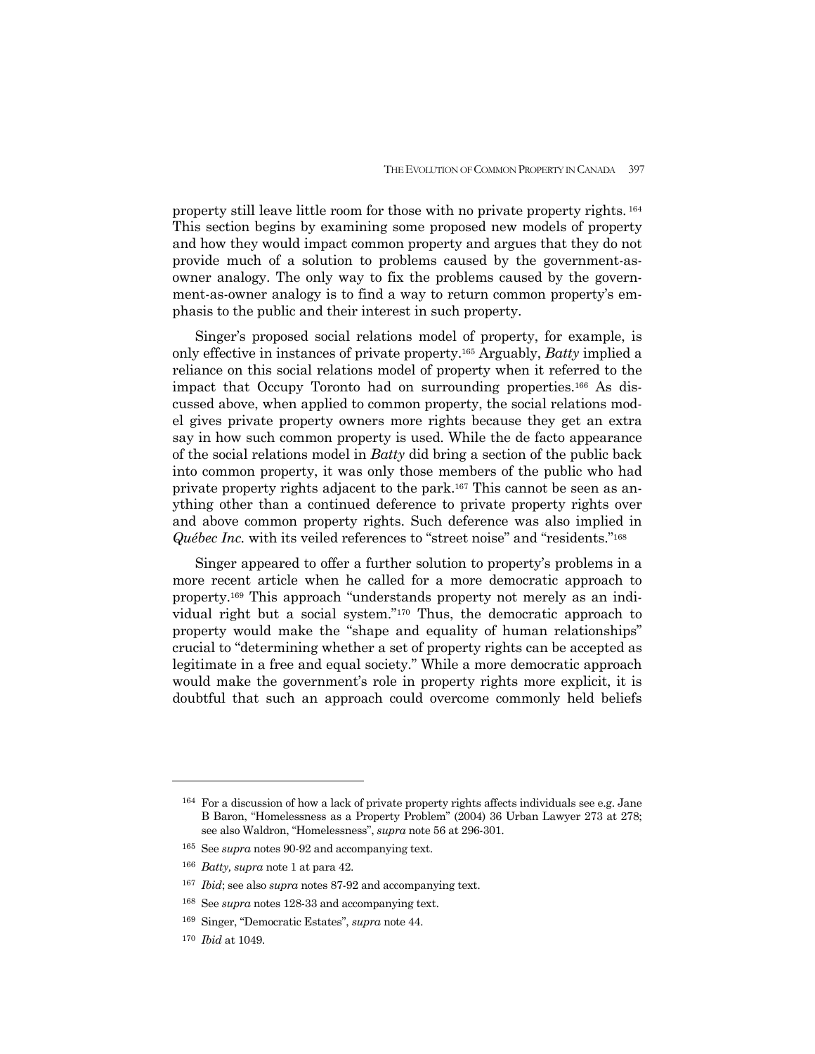property still leave little room for those with no private property rights.[164] This section begins by examining some proposed new models of property and how they would impact common property and argues that they do not provide much of a solution to problems caused by the government-as-owner analogy. The only way to fix the problems caused by the government-as-owner analogy is to find a way to return common property's emphasis to the public and their interest in such property.

Singer's proposed social relations model of property, for example, is only effective in instances of private property.[165] Arguably, *Batty* implied a reliance on this social relations model of property when it referred to the impact that Occupy Toronto had on surrounding properties.[166] As discussed above, when applied to common property, the social relations model gives private property owners more rights because they get an extra say in how such common property is used. While the de facto appearance of the social relations model in *Batty* did bring a section of the public back into common property, it was only those members of the public who had private property rights adjacent to the park.[167] This cannot be seen as anything other than a continued deference to private property rights over and above common property rights. Such deference was also implied in *Québec Inc.* with its veiled references to "street noise" and "residents."[168]

Singer appeared to offer a further solution to property's problems in a more recent article when he called for a more democratic approach to property.[169] This approach "understands property not merely as an individual right but a social system."[170] Thus, the democratic approach to property would make the "shape and equality of human relationships" crucial to "determining whether a set of property rights can be accepted as legitimate in a free and equal society." While a more democratic approach would make the government's role in property rights more explicit, it is doubtful that such an approach could overcome commonly held beliefs

---

[164] For a discussion of how a lack of private property rights affects individuals see e.g. Jane B Baron, "Homelessness as a Property Problem" (2004) 36 Urban Lawyer 273 at 278; see also Waldron, "Homelessness", *supra* note 56 at 296-301.

[165] See *supra* notes 90-92 and accompanying text.

[166] *Batty, supra* note 1 at para 42.

[167] *Ibid*; see also *supra* notes 87-92 and accompanying text.

[168] See *supra* notes 128-33 and accompanying text.

[169] Singer, "Democratic Estates", *supra* note 44.

[170] *Ibid* at 1049.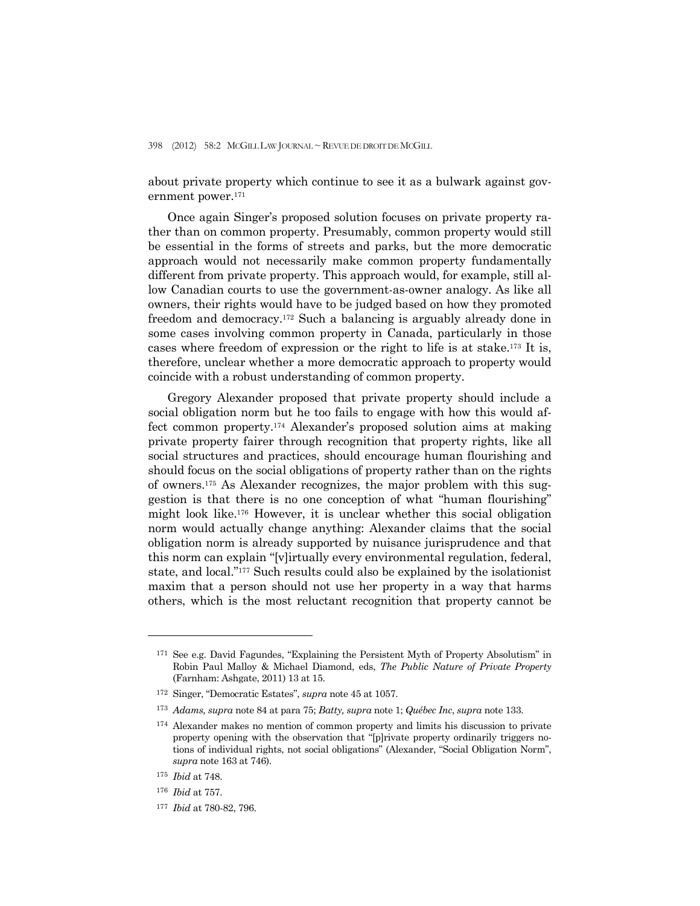about private property which continue to see it as a bulwark against government power.[171]

Once again Singer's proposed solution focuses on private property rather than on common property. Presumably, common property would still be essential in the forms of streets and parks, but the more democratic approach would not necessarily make common property fundamentally different from private property. This approach would, for example, still allow Canadian courts to use the government-as-owner analogy. As like all owners, their rights would have to be judged based on how they promoted freedom and democracy.[172] Such a balancing is arguably already done in some cases involving common property in Canada, particularly in those cases where freedom of expression or the right to life is at stake.[173] It is, therefore, unclear whether a more democratic approach to property would coincide with a robust understanding of common property.

Gregory Alexander proposed that private property should include a social obligation norm but he too fails to engage with how this would affect common property.[174] Alexander's proposed solution aims at making private property fairer through recognition that property rights, like all social structures and practices, should encourage human flourishing and should focus on the social obligations of property rather than on the rights of owners.[175] As Alexander recognizes, the major problem with this suggestion is that there is no one conception of what "human flourishing" might look like.[176] However, it is unclear whether this social obligation norm would actually change anything: Alexander claims that the social obligation norm is already supported by nuisance jurisprudence and that this norm can explain "[v]irtually every environmental regulation, federal, state, and local."[177] Such results could also be explained by the isolationist maxim that a person should not use her property in a way that harms others, which is the most reluctant recognition that property cannot be

---

[171] See e.g. David Fagundes, "Explaining the Persistent Myth of Property Absolutism" in Robin Paul Malloy & Michael Diamond, eds, *The Public Nature of Private Property* (Farnham: Ashgate, 2011) 13 at 15.

[172] Singer, "Democratic Estates", *supra* note 45 at 1057.

[173] *Adams, supra* note 84 at para 75; *Batty, supra* note 1; *Québec Inc*, *supra* note 133.

[174] Alexander makes no mention of common property and limits his discussion to private property opening with the observation that "[p]rivate property ordinarily triggers notions of individual rights, not social obligations" (Alexander, "Social Obligation Norm", *supra* note 163 at 746).

[175] *Ibid* at 748.

[176] *Ibid* at 757.

[177] *Ibid* at 780-82, 796.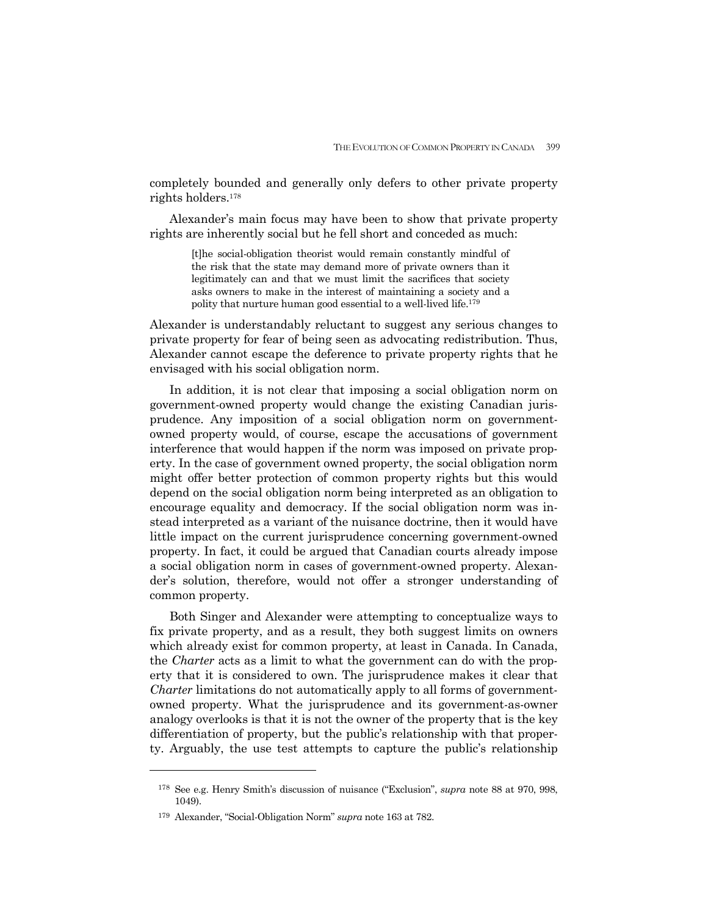completely bounded and generally only defers to other private property rights holders.[178]

Alexander's main focus may have been to show that private property rights are inherently social but he fell short and conceded as much:

> [t]he social-obligation theorist would remain constantly mindful of the risk that the state may demand more of private owners than it legitimately can and that we must limit the sacrifices that society asks owners to make in the interest of maintaining a society and a polity that nurture human good essential to a well-lived life.[179]

Alexander is understandably reluctant to suggest any serious changes to private property for fear of being seen as advocating redistribution. Thus, Alexander cannot escape the deference to private property rights that he envisaged with his social obligation norm.

In addition, it is not clear that imposing a social obligation norm on government-owned property would change the existing Canadian jurisprudence. Any imposition of a social obligation norm on government-owned property would, of course, escape the accusations of government interference that would happen if the norm was imposed on private property. In the case of government owned property, the social obligation norm might offer better protection of common property rights but this would depend on the social obligation norm being interpreted as an obligation to encourage equality and democracy. If the social obligation norm was instead interpreted as a variant of the nuisance doctrine, then it would have little impact on the current jurisprudence concerning government-owned property. In fact, it could be argued that Canadian courts already impose a social obligation norm in cases of government-owned property. Alexander's solution, therefore, would not offer a stronger understanding of common property.

Both Singer and Alexander were attempting to conceptualize ways to fix private property, and as a result, they both suggest limits on owners which already exist for common property, at least in Canada. In Canada, the *Charter* acts as a limit to what the government can do with the property that it is considered to own. The jurisprudence makes it clear that *Charter* limitations do not automatically apply to all forms of government-owned property. What the jurisprudence and its government-as-owner analogy overlooks is that it is not the owner of the property that is the key differentiation of property, but the public's relationship with that property. Arguably, the use test attempts to capture the public's relationship

---

[178] See e.g. Henry Smith's discussion of nuisance ("Exclusion", *supra* note 88 at 970, 998, 1049).

[179] Alexander, "Social-Obligation Norm" *supra* note 163 at 782.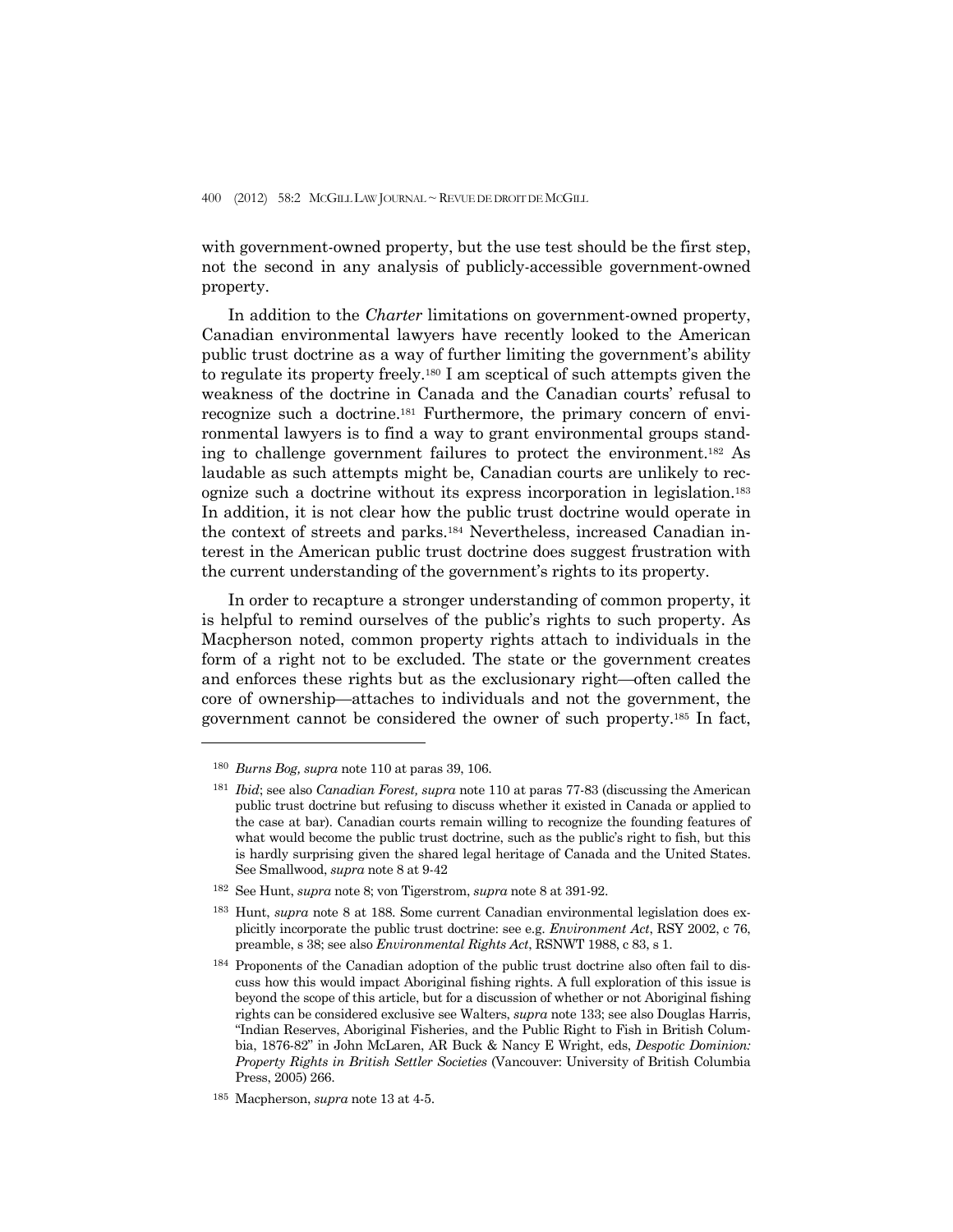with government-owned property, but the use test should be the first step, not the second in any analysis of publicly-accessible government-owned property.

In addition to the *Charter* limitations on government-owned property, Canadian environmental lawyers have recently looked to the American public trust doctrine as a way of further limiting the government's ability to regulate its property freely.[180] I am sceptical of such attempts given the weakness of the doctrine in Canada and the Canadian courts' refusal to recognize such a doctrine.[181] Furthermore, the primary concern of environmental lawyers is to find a way to grant environmental groups standing to challenge government failures to protect the environment.[182] As laudable as such attempts might be, Canadian courts are unlikely to recognize such a doctrine without its express incorporation in legislation.[183] In addition, it is not clear how the public trust doctrine would operate in the context of streets and parks.[184] Nevertheless, increased Canadian interest in the American public trust doctrine does suggest frustration with the current understanding of the government's rights to its property.

In order to recapture a stronger understanding of common property, it is helpful to remind ourselves of the public's rights to such property. As Macpherson noted, common property rights attach to individuals in the form of a right not to be excluded. The state or the government creates and enforces these rights but as the exclusionary right—often called the core of ownership—attaches to individuals and not the government, the government cannot be considered the owner of such property.[185] In fact,

---

[180] *Burns Bog, supra* note 110 at paras 39, 106.

[181] *Ibid*; see also *Canadian Forest, supra* note 110 at paras 77-83 (discussing the American public trust doctrine but refusing to discuss whether it existed in Canada or applied to the case at bar). Canadian courts remain willing to recognize the founding features of what would become the public trust doctrine, such as the public's right to fish, but this is hardly surprising given the shared legal heritage of Canada and the United States. See Smallwood, *supra* note 8 at 9-42

[182] See Hunt, *supra* note 8; von Tigerstrom, *supra* note 8 at 391-92.

[183] Hunt, *supra* note 8 at 188. Some current Canadian environmental legislation does explicitly incorporate the public trust doctrine: see e.g. *Environment Act*, RSY 2002, c 76, preamble, s 38; see also *Environmental Rights Act*, RSNWT 1988, c 83, s 1.

[184] Proponents of the Canadian adoption of the public trust doctrine also often fail to discuss how this would impact Aboriginal fishing rights. A full exploration of this issue is beyond the scope of this article, but for a discussion of whether or not Aboriginal fishing rights can be considered exclusive see Walters, *supra* note 133; see also Douglas Harris, "Indian Reserves, Aboriginal Fisheries, and the Public Right to Fish in British Columbia, 1876-82" in John McLaren, AR Buck & Nancy E Wright, eds, *Despotic Dominion: Property Rights in British Settler Societies* (Vancouver: University of British Columbia Press, 2005) 266.

[185] Macpherson, *supra* note 13 at 4-5.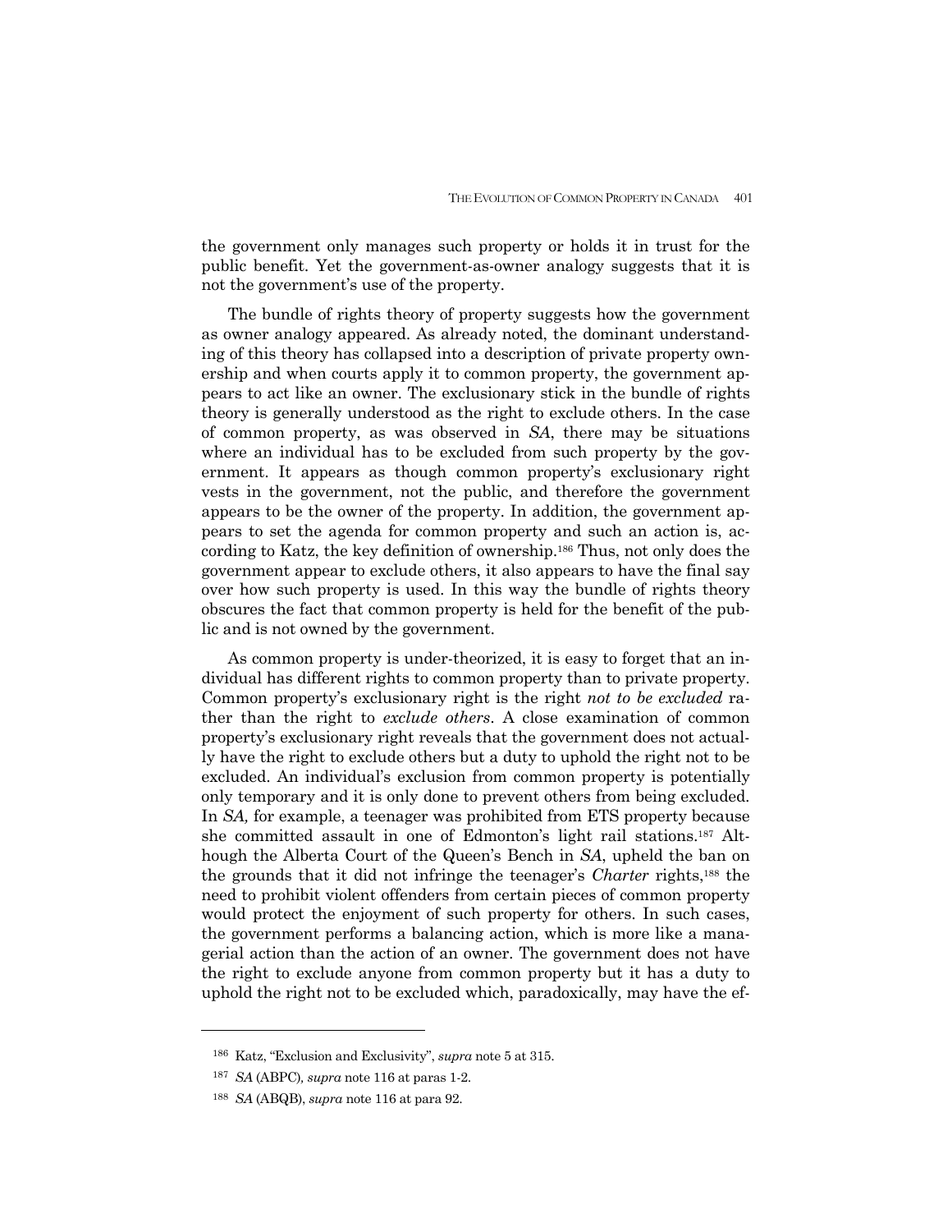the government only manages such property or holds it in trust for the public benefit. Yet the government-as-owner analogy suggests that it is not the government's use of the property.

The bundle of rights theory of property suggests how the government as owner analogy appeared. As already noted, the dominant understanding of this theory has collapsed into a description of private property ownership and when courts apply it to common property, the government appears to act like an owner. The exclusionary stick in the bundle of rights theory is generally understood as the right to exclude others. In the case of common property, as was observed in *SA*, there may be situations where an individual has to be excluded from such property by the government. It appears as though common property's exclusionary right vests in the government, not the public, and therefore the government appears to be the owner of the property. In addition, the government appears to set the agenda for common property and such an action is, according to Katz, the key definition of ownership.[186] Thus, not only does the government appear to exclude others, it also appears to have the final say over how such property is used. In this way the bundle of rights theory obscures the fact that common property is held for the benefit of the public and is not owned by the government.

As common property is under-theorized, it is easy to forget that an individual has different rights to common property than to private property. Common property's exclusionary right is the right *not to be excluded* rather than the right to *exclude others*. A close examination of common property's exclusionary right reveals that the government does not actually have the right to exclude others but a duty to uphold the right not to be excluded. An individual's exclusion from common property is potentially only temporary and it is only done to prevent others from being excluded. In *SA,* for example, a teenager was prohibited from ETS property because she committed assault in one of Edmonton's light rail stations.[187] Although the Alberta Court of the Queen's Bench in *SA*, upheld the ban on the grounds that it did not infringe the teenager's *Charter* rights,[188] the need to prohibit violent offenders from certain pieces of common property would protect the enjoyment of such property for others. In such cases, the government performs a balancing action, which is more like a managerial action than the action of an owner. The government does not have the right to exclude anyone from common property but it has a duty to uphold the right not to be excluded which, paradoxically, may have the ef-

---

[186] Katz, "Exclusion and Exclusivity", *supra* note 5 at 315.

[187] *SA* (ABPC), *supra* note 116 at paras 1-2.

[188] *SA* (ABQB), *supra* note 116 at para 92.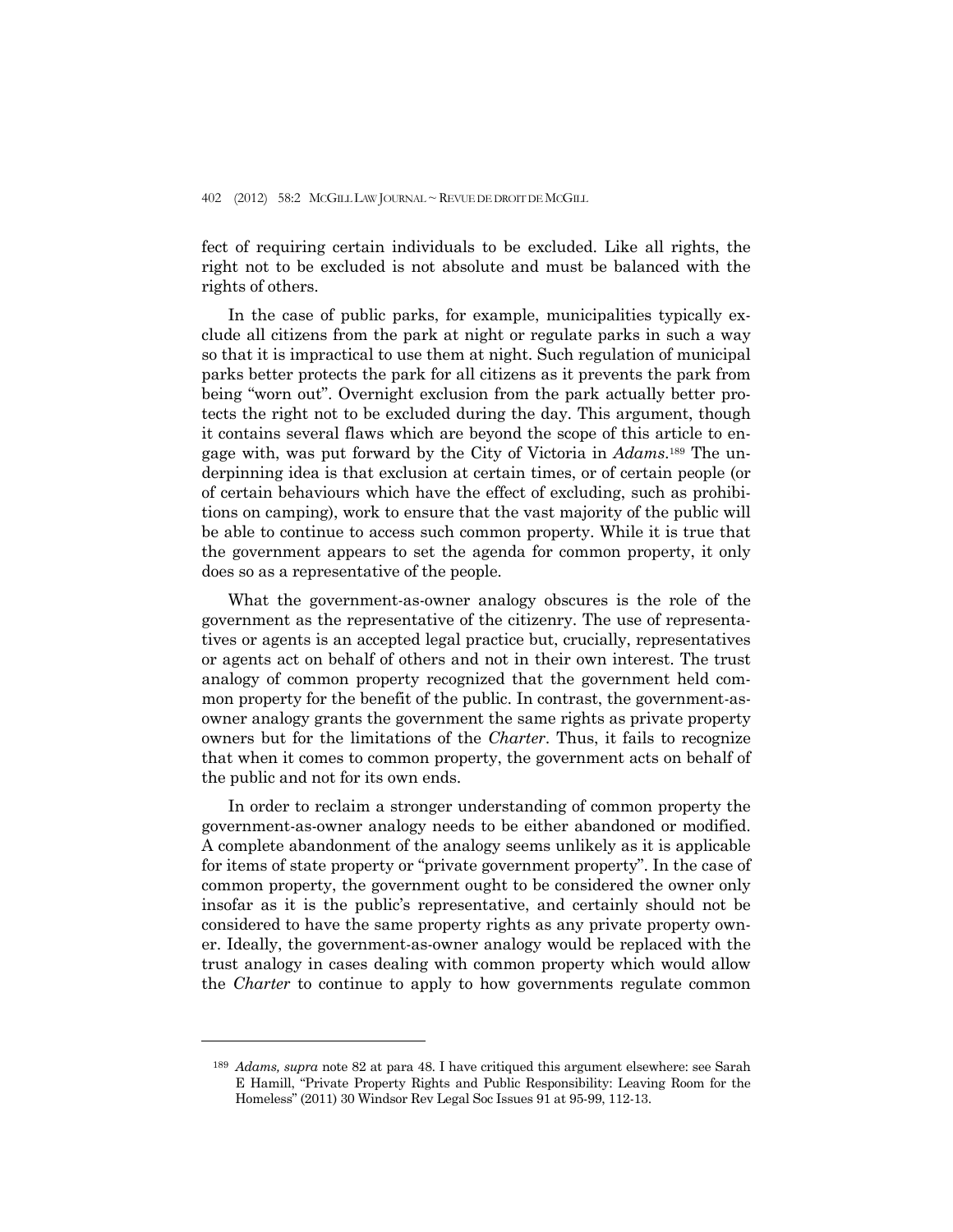fect of requiring certain individuals to be excluded. Like all rights, the right not to be excluded is not absolute and must be balanced with the rights of others.

In the case of public parks, for example, municipalities typically exclude all citizens from the park at night or regulate parks in such a way so that it is impractical to use them at night. Such regulation of municipal parks better protects the park for all citizens as it prevents the park from being "worn out". Overnight exclusion from the park actually better protects the right not to be excluded during the day. This argument, though it contains several flaws which are beyond the scope of this article to engage with, was put forward by the City of Victoria in *Adams*.[189] The underpinning idea is that exclusion at certain times, or of certain people (or of certain behaviours which have the effect of excluding, such as prohibitions on camping), work to ensure that the vast majority of the public will be able to continue to access such common property. While it is true that the government appears to set the agenda for common property, it only does so as a representative of the people.

What the government-as-owner analogy obscures is the role of the government as the representative of the citizenry. The use of representatives or agents is an accepted legal practice but, crucially, representatives or agents act on behalf of others and not in their own interest. The trust analogy of common property recognized that the government held common property for the benefit of the public. In contrast, the government-as-owner analogy grants the government the same rights as private property owners but for the limitations of the *Charter*. Thus, it fails to recognize that when it comes to common property, the government acts on behalf of the public and not for its own ends.

In order to reclaim a stronger understanding of common property the government-as-owner analogy needs to be either abandoned or modified. A complete abandonment of the analogy seems unlikely as it is applicable for items of state property or "private government property". In the case of common property, the government ought to be considered the owner only insofar as it is the public's representative, and certainly should not be considered to have the same property rights as any private property owner. Ideally, the government-as-owner analogy would be replaced with the trust analogy in cases dealing with common property which would allow the *Charter* to continue to apply to how governments regulate common

---

[189] *Adams, supra* note 82 at para 48. I have critiqued this argument elsewhere: see Sarah E Hamill, "Private Property Rights and Public Responsibility: Leaving Room for the Homeless" (2011) 30 Windsor Rev Legal Soc Issues 91 at 95-99, 112-13.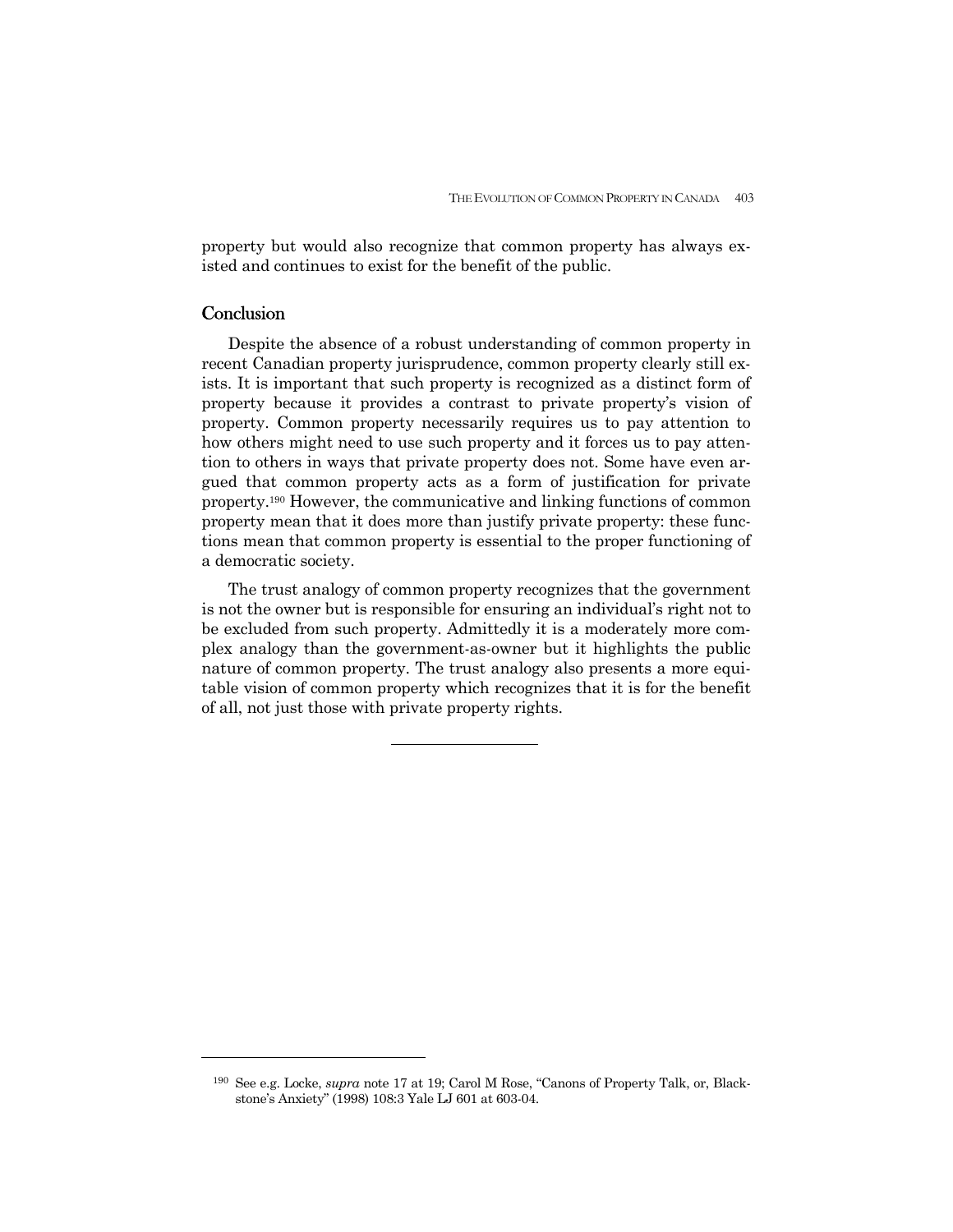property but would also recognize that common property has always existed and continues to exist for the benefit of the public.

## Conclusion

Despite the absence of a robust understanding of common property in recent Canadian property jurisprudence, common property clearly still exists. It is important that such property is recognized as a distinct form of property because it provides a contrast to private property's vision of property. Common property necessarily requires us to pay attention to how others might need to use such property and it forces us to pay attention to others in ways that private property does not. Some have even argued that common property acts as a form of justification for private property.[190] However, the communicative and linking functions of common property mean that it does more than justify private property: these functions mean that common property is essential to the proper functioning of a democratic society.

The trust analogy of common property recognizes that the government is not the owner but is responsible for ensuring an individual's right not to be excluded from such property. Admittedly it is a moderately more complex analogy than the government-as-owner but it highlights the public nature of common property. The trust analogy also presents a more equitable vision of common property which recognizes that it is for the benefit of all, not just those with private property rights.

---

[190] See e.g. Locke, *supra* note 17 at 19; Carol M Rose, "Canons of Property Talk, or, Blackstone's Anxiety" (1998) 108:3 Yale LJ 601 at 603-04.